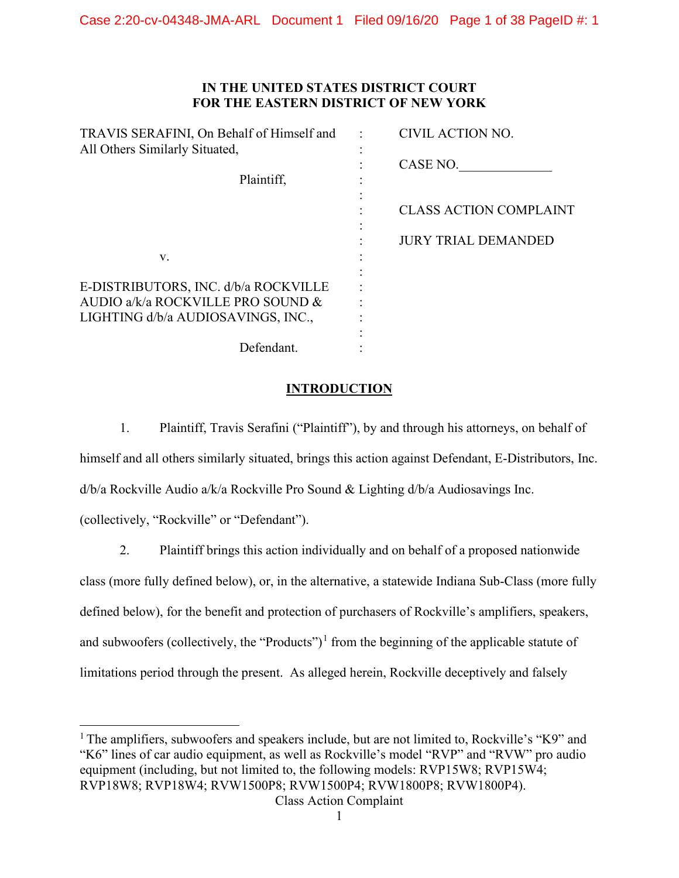# IN THE UNITED STATES DISTRICT COURT FOR THE EASTERN DISTRICT OF NEW YORK

| | | |
|---|---|---|
| TRAVIS SERAFINI, On Behalf of Himself and All Others Similarly Situated, | : | CIVIL ACTION NO. |
| Plaintiff, | : | CASE NO.______________ |
| | : | CLASS ACTION COMPLAINT |
| v. | : | JURY TRIAL DEMANDED |
| E-DISTRIBUTORS, INC. d/b/a ROCKVILLE AUDIO a/k/a ROCKVILLE PRO SOUND & LIGHTING d/b/a AUDIOSAVINGS, INC., | : | |
| Defendant. | : | |

## INTRODUCTION

1. Plaintiff, Travis Serafini ("Plaintiff"), by and through his attorneys, on behalf of himself and all others similarly situated, brings this action against Defendant, E-Distributors, Inc. d/b/a Rockville Audio a/k/a Rockville Pro Sound & Lighting d/b/a Audiosavings Inc. (collectively, "Rockville" or "Defendant").

2. Plaintiff brings this action individually and on behalf of a proposed nationwide class (more fully defined below), or, in the alternative, a statewide Indiana Sub-Class (more fully defined below), for the benefit and protection of purchasers of Rockville's amplifiers, speakers, and subwoofers (collectively, the "Products")[1] from the beginning of the applicable statute of limitations period through the present. As alleged herein, Rockville deceptively and falsely

---

[1] The amplifiers, subwoofers and speakers include, but are not limited to, Rockville's "K9" and "K6" lines of car audio equipment, as well as Rockville's model "RVP" and "RVW" pro audio equipment (including, but not limited to, the following models: RVP15W8; RVP15W4; RVP18W8; RVP18W4; RVW1500P8; RVW1500P4; RVW1800P8; RVW1800P4).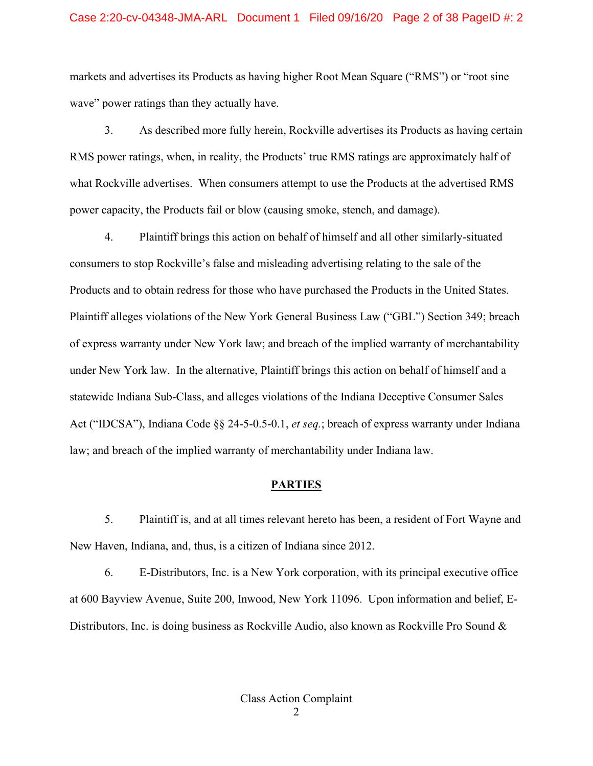markets and advertises its Products as having higher Root Mean Square ("RMS") or "root sine wave" power ratings than they actually have.

3. As described more fully herein, Rockville advertises its Products as having certain RMS power ratings, when, in reality, the Products' true RMS ratings are approximately half of what Rockville advertises. When consumers attempt to use the Products at the advertised RMS power capacity, the Products fail or blow (causing smoke, stench, and damage).

4. Plaintiff brings this action on behalf of himself and all other similarly-situated consumers to stop Rockville's false and misleading advertising relating to the sale of the Products and to obtain redress for those who have purchased the Products in the United States. Plaintiff alleges violations of the New York General Business Law ("GBL") Section 349; breach of express warranty under New York law; and breach of the implied warranty of merchantability under New York law. In the alternative, Plaintiff brings this action on behalf of himself and a statewide Indiana Sub-Class, and alleges violations of the Indiana Deceptive Consumer Sales Act ("IDCSA"), Indiana Code §§ 24-5-0.5-0.1, *et seq.*; breach of express warranty under Indiana law; and breach of the implied warranty of merchantability under Indiana law.

## PARTIES

5. Plaintiff is, and at all times relevant hereto has been, a resident of Fort Wayne and New Haven, Indiana, and, thus, is a citizen of Indiana since 2012.

6. E-Distributors, Inc. is a New York corporation, with its principal executive office at 600 Bayview Avenue, Suite 200, Inwood, New York 11096. Upon information and belief, E-Distributors, Inc. is doing business as Rockville Audio, also known as Rockville Pro Sound &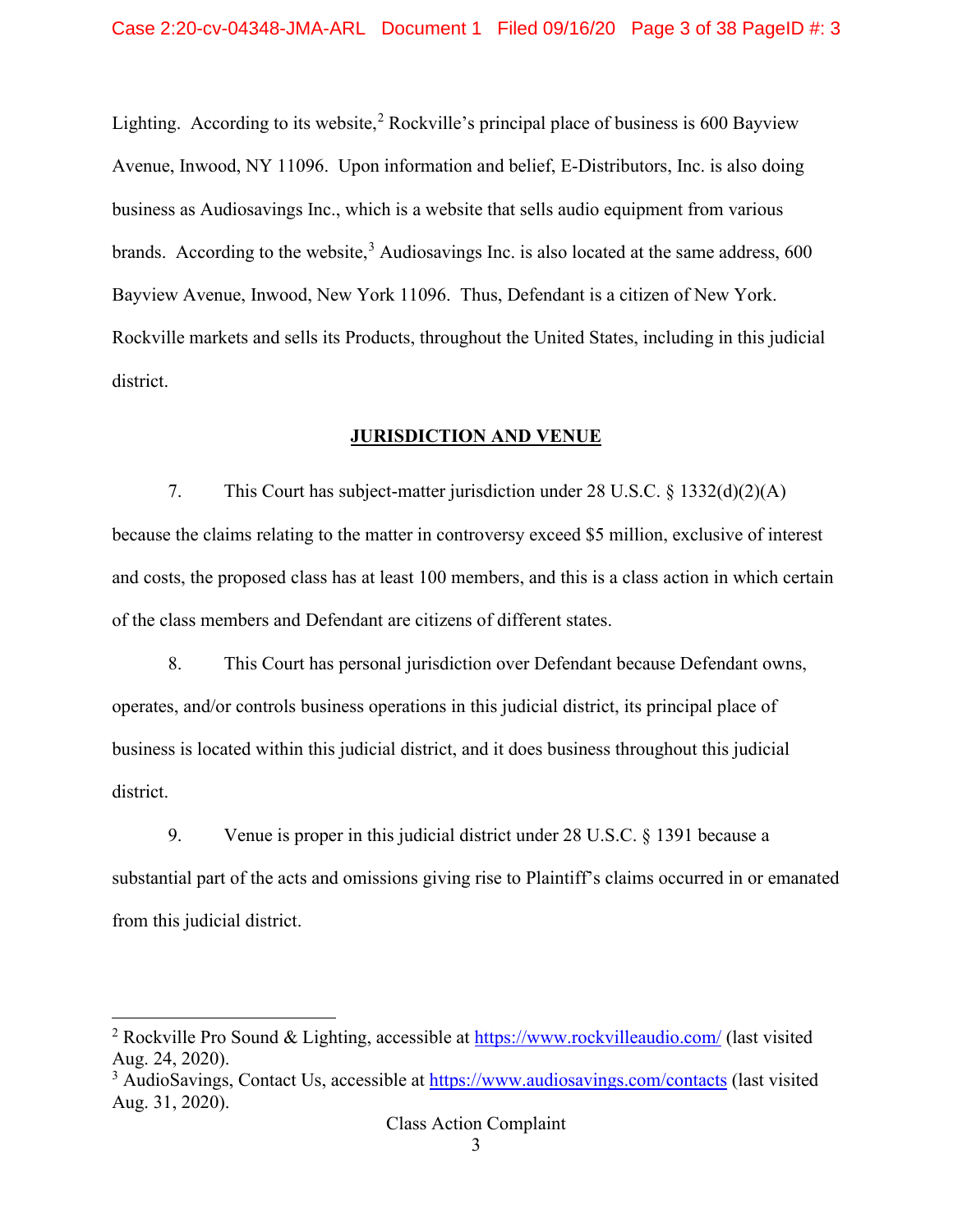Lighting. According to its website,[2] Rockville's principal place of business is 600 Bayview Avenue, Inwood, NY 11096. Upon information and belief, E-Distributors, Inc. is also doing business as Audiosavings Inc., which is a website that sells audio equipment from various brands. According to the website,[3] Audiosavings Inc. is also located at the same address, 600 Bayview Avenue, Inwood, New York 11096. Thus, Defendant is a citizen of New York. Rockville markets and sells its Products, throughout the United States, including in this judicial district.

## JURISDICTION AND VENUE

7. This Court has subject-matter jurisdiction under 28 U.S.C. § 1332(d)(2)(A) because the claims relating to the matter in controversy exceed $5 million, exclusive of interest and costs, the proposed class has at least 100 members, and this is a class action in which certain of the class members and Defendant are citizens of different states.

8. This Court has personal jurisdiction over Defendant because Defendant owns, operates, and/or controls business operations in this judicial district, its principal place of business is located within this judicial district, and it does business throughout this judicial district.

9. Venue is proper in this judicial district under 28 U.S.C. § 1391 because a substantial part of the acts and omissions giving rise to Plaintiff's claims occurred in or emanated from this judicial district.

---

[2] Rockville Pro Sound & Lighting, accessible at https://www.rockvilleaudio.com/ (last visited Aug. 24, 2020).

[3] AudioSavings, Contact Us, accessible at https://www.audiosavings.com/contacts (last visited Aug. 31, 2020).

Class Action Complaint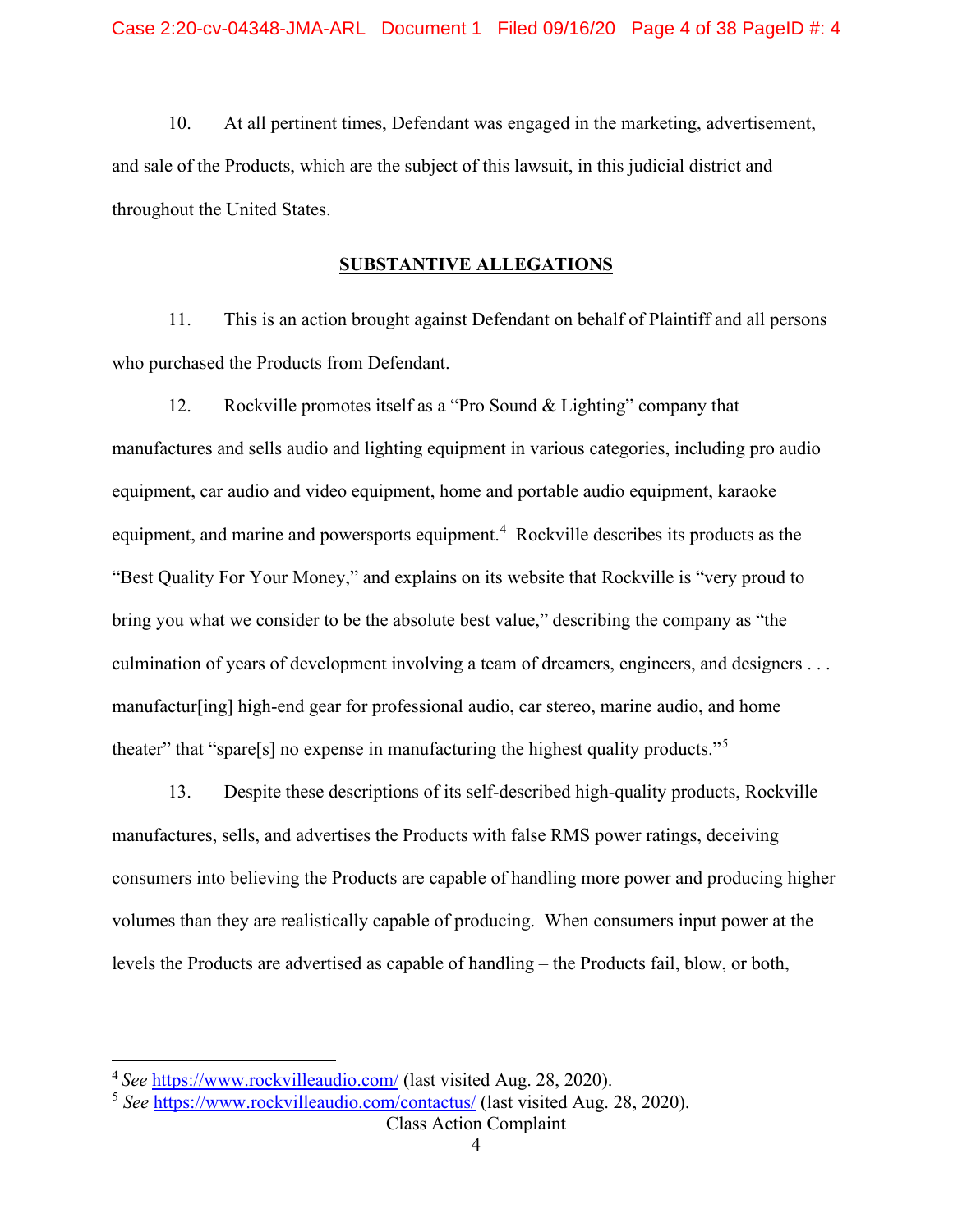10. At all pertinent times, Defendant was engaged in the marketing, advertisement, and sale of the Products, which are the subject of this lawsuit, in this judicial district and throughout the United States.

## SUBSTANTIVE ALLEGATIONS

11. This is an action brought against Defendant on behalf of Plaintiff and all persons who purchased the Products from Defendant.

12. Rockville promotes itself as a "Pro Sound & Lighting" company that manufactures and sells audio and lighting equipment in various categories, including pro audio equipment, car audio and video equipment, home and portable audio equipment, karaoke equipment, and marine and powersports equipment.[4] Rockville describes its products as the "Best Quality For Your Money," and explains on its website that Rockville is "very proud to bring you what we consider to be the absolute best value," describing the company as "the culmination of years of development involving a team of dreamers, engineers, and designers . . . manufactur[ing] high-end gear for professional audio, car stereo, marine audio, and home theater" that "spare[s] no expense in manufacturing the highest quality products."[5]

13. Despite these descriptions of its self-described high-quality products, Rockville manufactures, sells, and advertises the Products with false RMS power ratings, deceiving consumers into believing the Products are capable of handling more power and producing higher volumes than they are realistically capable of producing. When consumers input power at the levels the Products are advertised as capable of handling – the Products fail, blow, or both,

---

[4] *See* https://www.rockvilleaudio.com/ (last visited Aug. 28, 2020).

[5] *See* https://www.rockvilleaudio.com/contactus/ (last visited Aug. 28, 2020).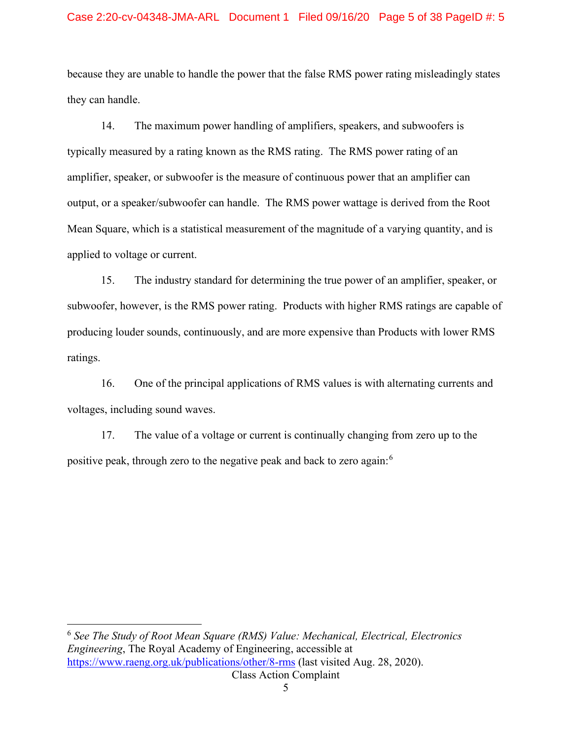because they are unable to handle the power that the false RMS power rating misleadingly states they can handle.

14. The maximum power handling of amplifiers, speakers, and subwoofers is typically measured by a rating known as the RMS rating. The RMS power rating of an amplifier, speaker, or subwoofer is the measure of continuous power that an amplifier can output, or a speaker/subwoofer can handle. The RMS power wattage is derived from the Root Mean Square, which is a statistical measurement of the magnitude of a varying quantity, and is applied to voltage or current.

15. The industry standard for determining the true power of an amplifier, speaker, or subwoofer, however, is the RMS power rating. Products with higher RMS ratings are capable of producing louder sounds, continuously, and are more expensive than Products with lower RMS ratings.

16. One of the principal applications of RMS values is with alternating currents and voltages, including sound waves.

17. The value of a voltage or current is continually changing from zero up to the positive peak, through zero to the negative peak and back to zero again:[6]

---

[6] *See The Study of Root Mean Square (RMS) Value: Mechanical, Electrical, Electronics Engineering*, The Royal Academy of Engineering, accessible at https://www.raeng.org.uk/publications/other/8-rms (last visited Aug. 28, 2020).

Class Action Complaint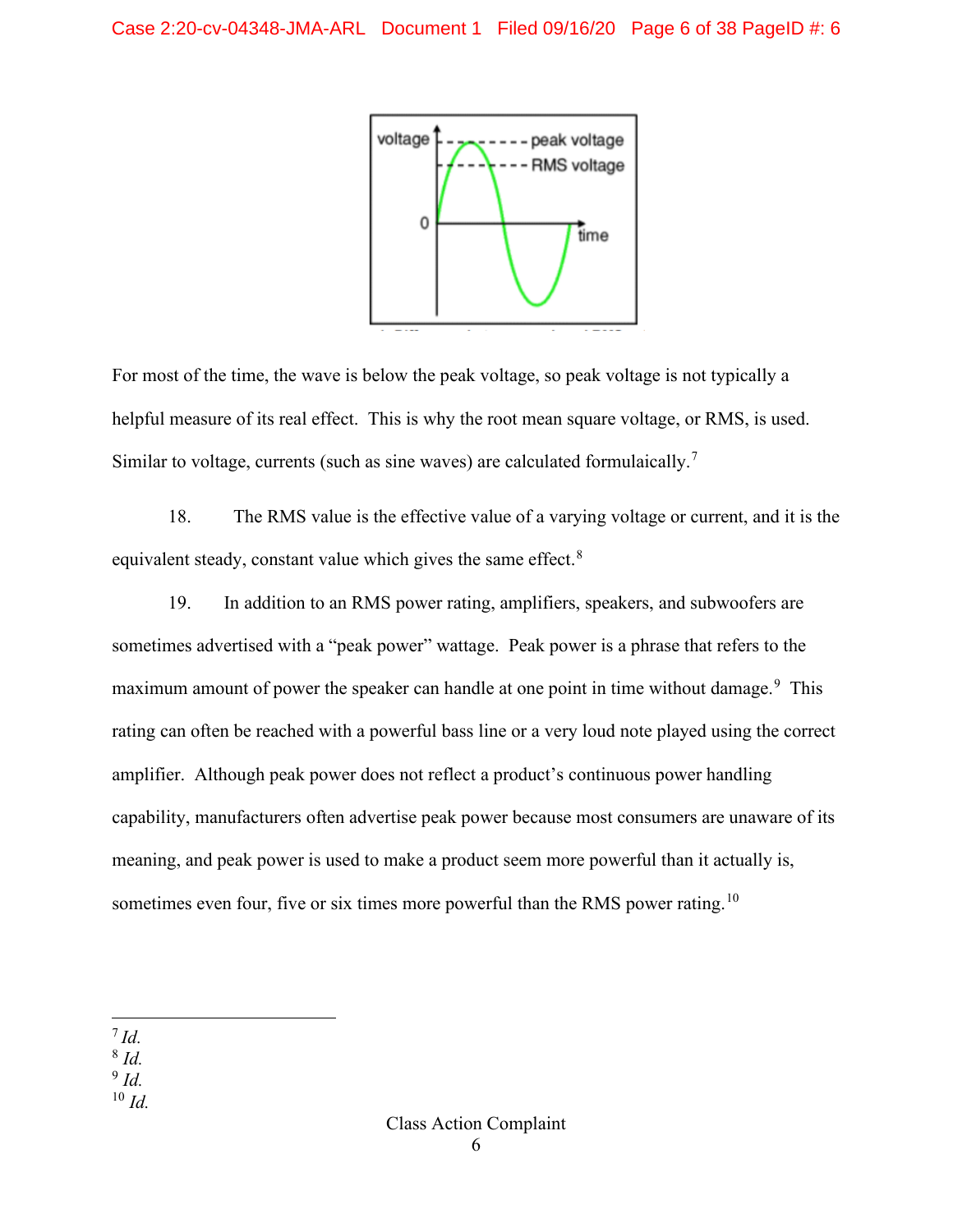For most of the time, the wave is below the peak voltage, so peak voltage is not typically a helpful measure of its real effect. This is why the root mean square voltage, or RMS, is used. Similar to voltage, currents (such as sine waves) are calculated formulaically.[7]

18. The RMS value is the effective value of a varying voltage or current, and it is the equivalent steady, constant value which gives the same effect.[8]

19. In addition to an RMS power rating, amplifiers, speakers, and subwoofers are sometimes advertised with a "peak power" wattage. Peak power is a phrase that refers to the maximum amount of power the speaker can handle at one point in time without damage.[9] This rating can often be reached with a powerful bass line or a very loud note played using the correct amplifier. Although peak power does not reflect a product's continuous power handling capability, manufacturers often advertise peak power because most consumers are unaware of its meaning, and peak power is used to make a product seem more powerful than it actually is, sometimes even four, five or six times more powerful than the RMS power rating.[10]

---

[7] *Id.*
[8] *Id.*
[9] *Id.*
[10] *Id.*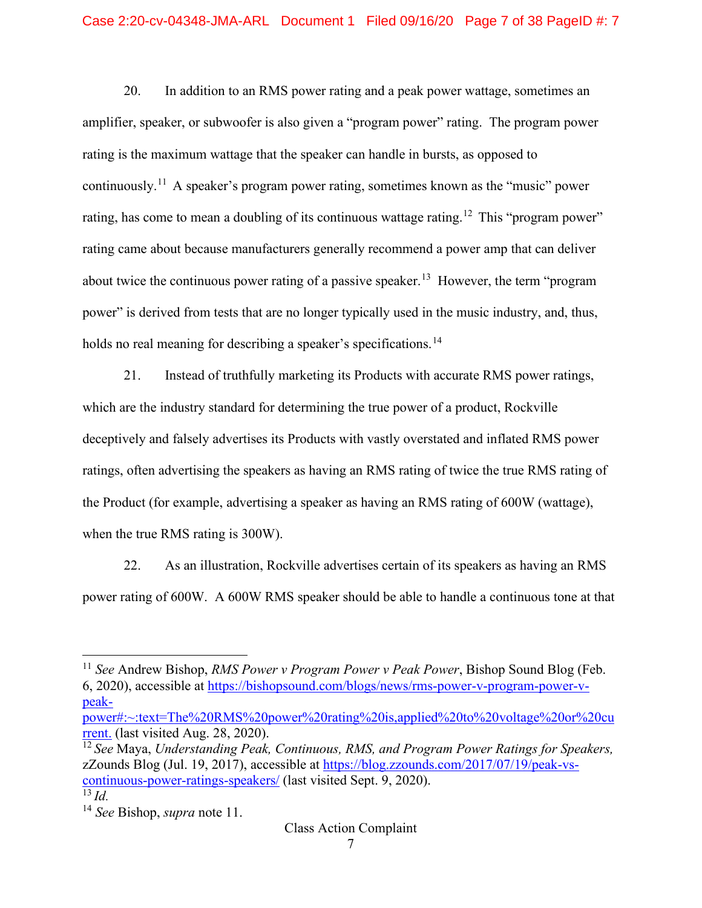20. In addition to an RMS power rating and a peak power wattage, sometimes an amplifier, speaker, or subwoofer is also given a "program power" rating. The program power rating is the maximum wattage that the speaker can handle in bursts, as opposed to continuously.[11] A speaker's program power rating, sometimes known as the "music" power rating, has come to mean a doubling of its continuous wattage rating.[12] This "program power" rating came about because manufacturers generally recommend a power amp that can deliver about twice the continuous power rating of a passive speaker.[13] However, the term "program power" is derived from tests that are no longer typically used in the music industry, and, thus, holds no real meaning for describing a speaker's specifications.[14]

21. Instead of truthfully marketing its Products with accurate RMS power ratings, which are the industry standard for determining the true power of a product, Rockville deceptively and falsely advertises its Products with vastly overstated and inflated RMS power ratings, often advertising the speakers as having an RMS rating of twice the true RMS rating of the Product (for example, advertising a speaker as having an RMS rating of 600W (wattage), when the true RMS rating is 300W).

22. As an illustration, Rockville advertises certain of its speakers as having an RMS power rating of 600W. A 600W RMS speaker should be able to handle a continuous tone at that

---

[11] *See* Andrew Bishop, *RMS Power v Program Power v Peak Power*, Bishop Sound Blog (Feb. 6, 2020), accessible at https://bishopsound.com/blogs/news/rms-power-v-program-power-v-peak-power#:~:text=The%20RMS%20power%20rating%20is,applied%20to%20voltage%20or%20current. (last visited Aug. 28, 2020).

[12] *See* Maya, *Understanding Peak, Continuous, RMS, and Program Power Ratings for Speakers,* zZounds Blog (Jul. 19, 2017), accessible at https://blog.zzounds.com/2017/07/19/peak-vs-continuous-power-ratings-speakers/ (last visited Sept. 9, 2020).

[13] *Id.*

[14] *See* Bishop, *supra* note 11.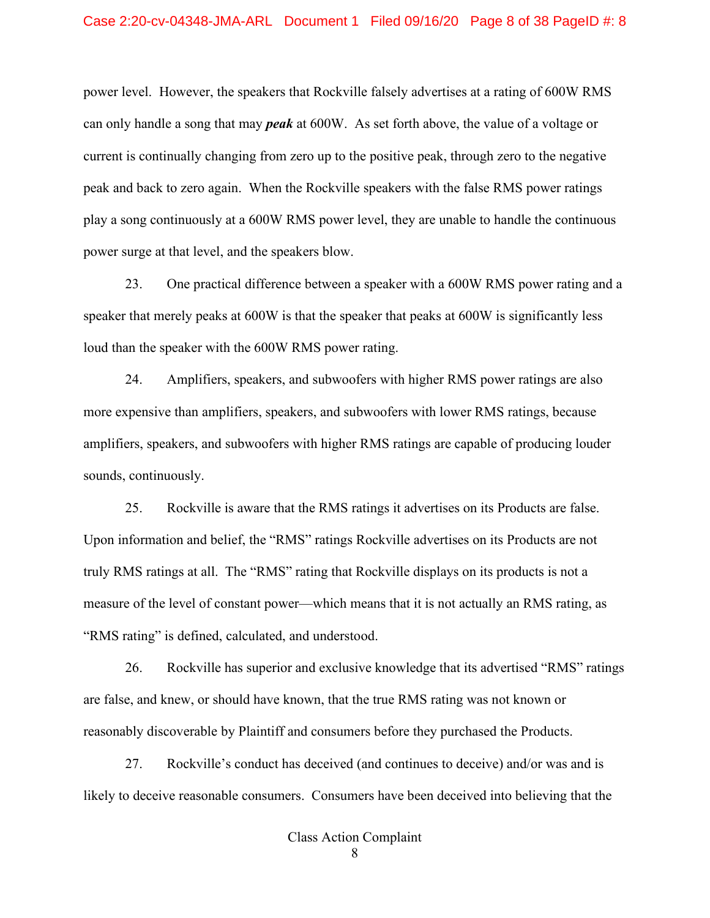power level. However, the speakers that Rockville falsely advertises at a rating of 600W RMS can only handle a song that may ***peak*** at 600W. As set forth above, the value of a voltage or current is continually changing from zero up to the positive peak, through zero to the negative peak and back to zero again. When the Rockville speakers with the false RMS power ratings play a song continuously at a 600W RMS power level, they are unable to handle the continuous power surge at that level, and the speakers blow.

23. One practical difference between a speaker with a 600W RMS power rating and a speaker that merely peaks at 600W is that the speaker that peaks at 600W is significantly less loud than the speaker with the 600W RMS power rating.

24. Amplifiers, speakers, and subwoofers with higher RMS power ratings are also more expensive than amplifiers, speakers, and subwoofers with lower RMS ratings, because amplifiers, speakers, and subwoofers with higher RMS ratings are capable of producing louder sounds, continuously.

25. Rockville is aware that the RMS ratings it advertises on its Products are false. Upon information and belief, the "RMS" ratings Rockville advertises on its Products are not truly RMS ratings at all. The "RMS" rating that Rockville displays on its products is not a measure of the level of constant power—which means that it is not actually an RMS rating, as "RMS rating" is defined, calculated, and understood.

26. Rockville has superior and exclusive knowledge that its advertised "RMS" ratings are false, and knew, or should have known, that the true RMS rating was not known or reasonably discoverable by Plaintiff and consumers before they purchased the Products.

27. Rockville's conduct has deceived (and continues to deceive) and/or was and is likely to deceive reasonable consumers. Consumers have been deceived into believing that the

Class Action Complaint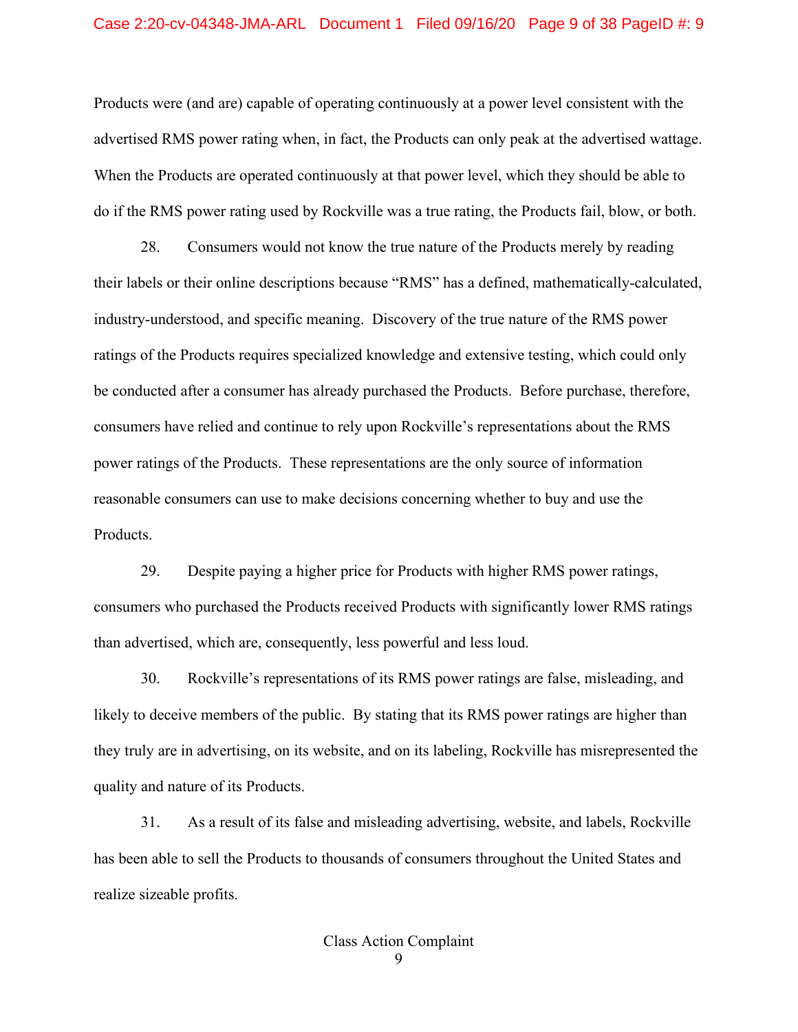Products were (and are) capable of operating continuously at a power level consistent with the advertised RMS power rating when, in fact, the Products can only peak at the advertised wattage. When the Products are operated continuously at that power level, which they should be able to do if the RMS power rating used by Rockville was a true rating, the Products fail, blow, or both.

28. Consumers would not know the true nature of the Products merely by reading their labels or their online descriptions because "RMS" has a defined, mathematically-calculated, industry-understood, and specific meaning. Discovery of the true nature of the RMS power ratings of the Products requires specialized knowledge and extensive testing, which could only be conducted after a consumer has already purchased the Products. Before purchase, therefore, consumers have relied and continue to rely upon Rockville's representations about the RMS power ratings of the Products. These representations are the only source of information reasonable consumers can use to make decisions concerning whether to buy and use the Products.

29. Despite paying a higher price for Products with higher RMS power ratings, consumers who purchased the Products received Products with significantly lower RMS ratings than advertised, which are, consequently, less powerful and less loud.

30. Rockville's representations of its RMS power ratings are false, misleading, and likely to deceive members of the public. By stating that its RMS power ratings are higher than they truly are in advertising, on its website, and on its labeling, Rockville has misrepresented the quality and nature of its Products.

31. As a result of its false and misleading advertising, website, and labels, Rockville has been able to sell the Products to thousands of consumers throughout the United States and realize sizeable profits.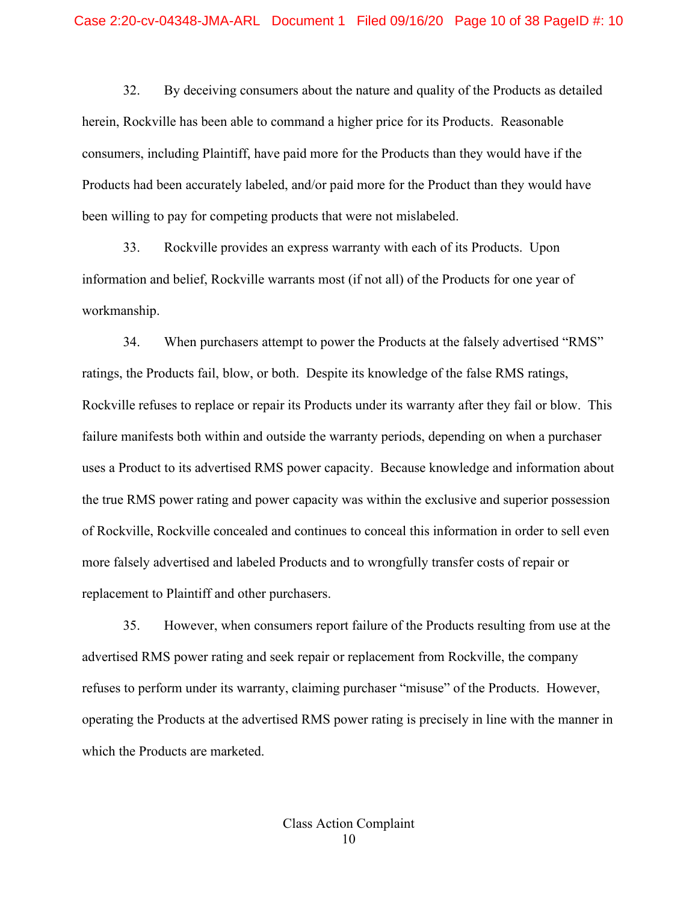32. By deceiving consumers about the nature and quality of the Products as detailed herein, Rockville has been able to command a higher price for its Products. Reasonable consumers, including Plaintiff, have paid more for the Products than they would have if the Products had been accurately labeled, and/or paid more for the Product than they would have been willing to pay for competing products that were not mislabeled.

33. Rockville provides an express warranty with each of its Products. Upon information and belief, Rockville warrants most (if not all) of the Products for one year of workmanship.

34. When purchasers attempt to power the Products at the falsely advertised "RMS" ratings, the Products fail, blow, or both. Despite its knowledge of the false RMS ratings, Rockville refuses to replace or repair its Products under its warranty after they fail or blow. This failure manifests both within and outside the warranty periods, depending on when a purchaser uses a Product to its advertised RMS power capacity. Because knowledge and information about the true RMS power rating and power capacity was within the exclusive and superior possession of Rockville, Rockville concealed and continues to conceal this information in order to sell even more falsely advertised and labeled Products and to wrongfully transfer costs of repair or replacement to Plaintiff and other purchasers.

35. However, when consumers report failure of the Products resulting from use at the advertised RMS power rating and seek repair or replacement from Rockville, the company refuses to perform under its warranty, claiming purchaser "misuse" of the Products. However, operating the Products at the advertised RMS power rating is precisely in line with the manner in which the Products are marketed.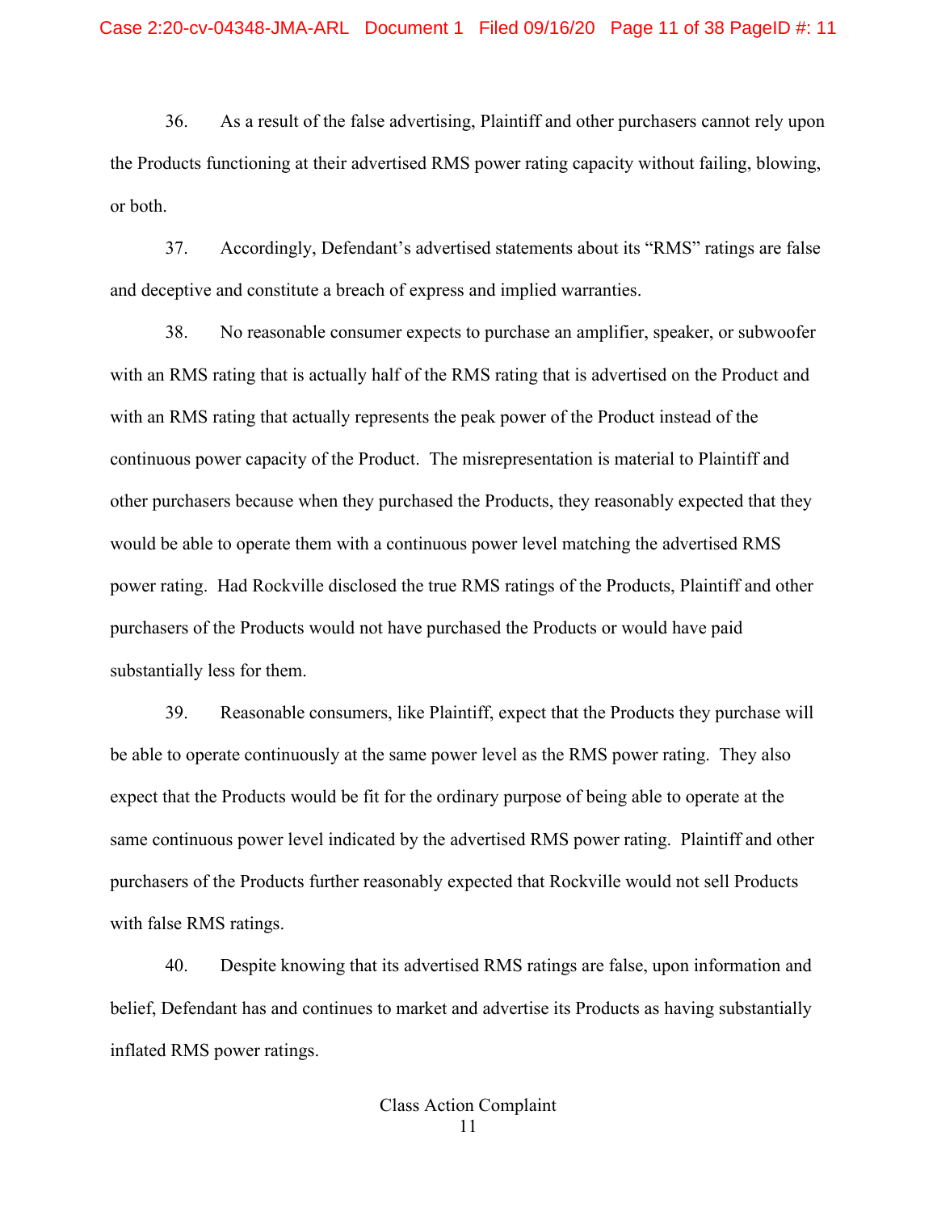36. As a result of the false advertising, Plaintiff and other purchasers cannot rely upon the Products functioning at their advertised RMS power rating capacity without failing, blowing, or both.

37. Accordingly, Defendant's advertised statements about its "RMS" ratings are false and deceptive and constitute a breach of express and implied warranties.

38. No reasonable consumer expects to purchase an amplifier, speaker, or subwoofer with an RMS rating that is actually half of the RMS rating that is advertised on the Product and with an RMS rating that actually represents the peak power of the Product instead of the continuous power capacity of the Product. The misrepresentation is material to Plaintiff and other purchasers because when they purchased the Products, they reasonably expected that they would be able to operate them with a continuous power level matching the advertised RMS power rating. Had Rockville disclosed the true RMS ratings of the Products, Plaintiff and other purchasers of the Products would not have purchased the Products or would have paid substantially less for them.

39. Reasonable consumers, like Plaintiff, expect that the Products they purchase will be able to operate continuously at the same power level as the RMS power rating. They also expect that the Products would be fit for the ordinary purpose of being able to operate at the same continuous power level indicated by the advertised RMS power rating. Plaintiff and other purchasers of the Products further reasonably expected that Rockville would not sell Products with false RMS ratings.

40. Despite knowing that its advertised RMS ratings are false, upon information and belief, Defendant has and continues to market and advertise its Products as having substantially inflated RMS power ratings.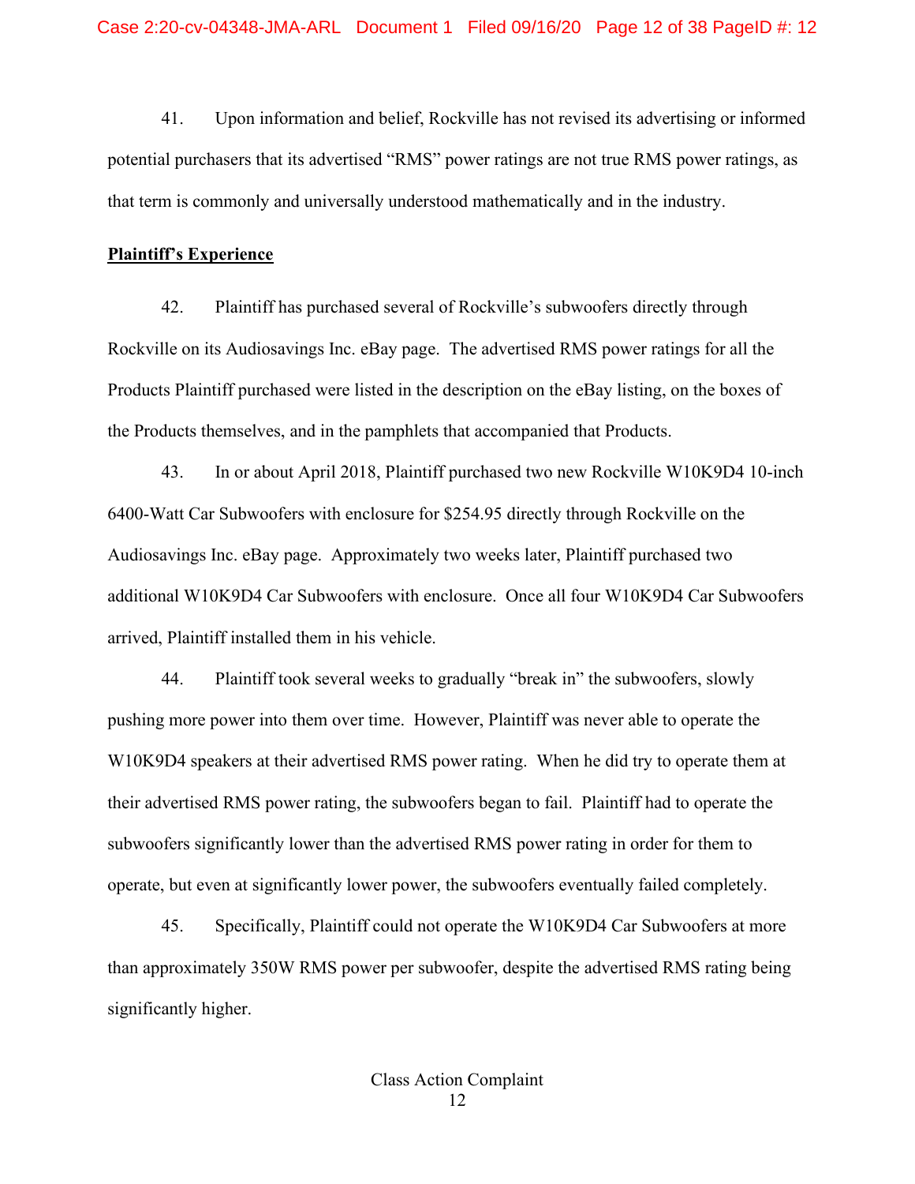41. Upon information and belief, Rockville has not revised its advertising or informed potential purchasers that its advertised "RMS" power ratings are not true RMS power ratings, as that term is commonly and universally understood mathematically and in the industry.

**<u>Plaintiff's Experience</u>**

42. Plaintiff has purchased several of Rockville's subwoofers directly through Rockville on its Audiosavings Inc. eBay page. The advertised RMS power ratings for all the Products Plaintiff purchased were listed in the description on the eBay listing, on the boxes of the Products themselves, and in the pamphlets that accompanied that Products.

43. In or about April 2018, Plaintiff purchased two new Rockville W10K9D4 10-inch 6400-Watt Car Subwoofers with enclosure for $254.95 directly through Rockville on the Audiosavings Inc. eBay page. Approximately two weeks later, Plaintiff purchased two additional W10K9D4 Car Subwoofers with enclosure. Once all four W10K9D4 Car Subwoofers arrived, Plaintiff installed them in his vehicle.

44. Plaintiff took several weeks to gradually "break in" the subwoofers, slowly pushing more power into them over time. However, Plaintiff was never able to operate the W10K9D4 speakers at their advertised RMS power rating. When he did try to operate them at their advertised RMS power rating, the subwoofers began to fail. Plaintiff had to operate the subwoofers significantly lower than the advertised RMS power rating in order for them to operate, but even at significantly lower power, the subwoofers eventually failed completely.

45. Specifically, Plaintiff could not operate the W10K9D4 Car Subwoofers at more than approximately 350W RMS power per subwoofer, despite the advertised RMS rating being significantly higher.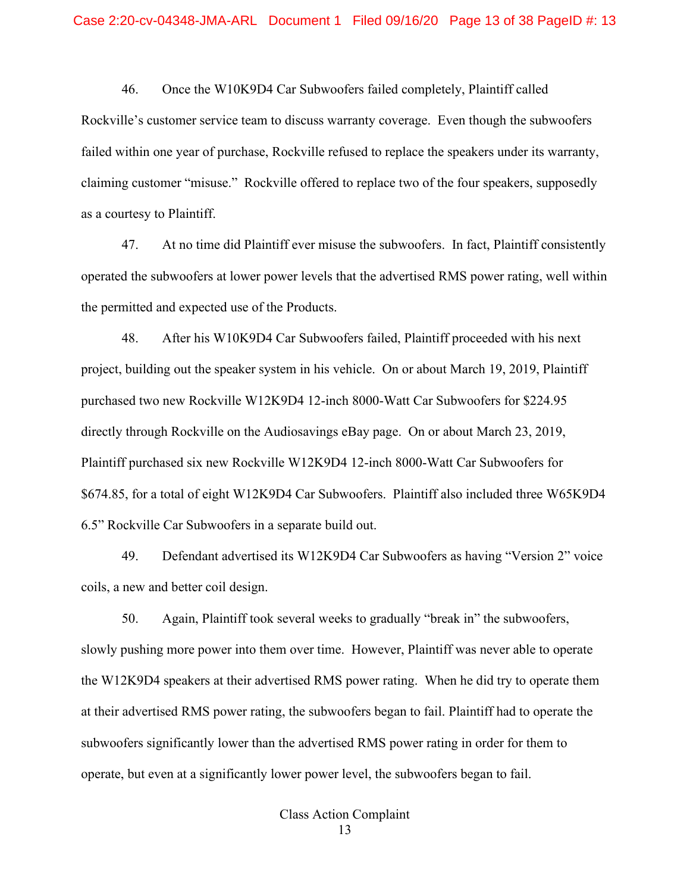46. Once the W10K9D4 Car Subwoofers failed completely, Plaintiff called Rockville's customer service team to discuss warranty coverage. Even though the subwoofers failed within one year of purchase, Rockville refused to replace the speakers under its warranty, claiming customer "misuse." Rockville offered to replace two of the four speakers, supposedly as a courtesy to Plaintiff.

47. At no time did Plaintiff ever misuse the subwoofers. In fact, Plaintiff consistently operated the subwoofers at lower power levels that the advertised RMS power rating, well within the permitted and expected use of the Products.

48. After his W10K9D4 Car Subwoofers failed, Plaintiff proceeded with his next project, building out the speaker system in his vehicle. On or about March 19, 2019, Plaintiff purchased two new Rockville W12K9D4 12-inch 8000-Watt Car Subwoofers for $224.95 directly through Rockville on the Audiosavings eBay page. On or about March 23, 2019, Plaintiff purchased six new Rockville W12K9D4 12-inch 8000-Watt Car Subwoofers for $674.85, for a total of eight W12K9D4 Car Subwoofers. Plaintiff also included three W65K9D4 6.5" Rockville Car Subwoofers in a separate build out.

49. Defendant advertised its W12K9D4 Car Subwoofers as having "Version 2" voice coils, a new and better coil design.

50. Again, Plaintiff took several weeks to gradually "break in" the subwoofers, slowly pushing more power into them over time. However, Plaintiff was never able to operate the W12K9D4 speakers at their advertised RMS power rating. When he did try to operate them at their advertised RMS power rating, the subwoofers began to fail. Plaintiff had to operate the subwoofers significantly lower than the advertised RMS power rating in order for them to operate, but even at a significantly lower power level, the subwoofers began to fail.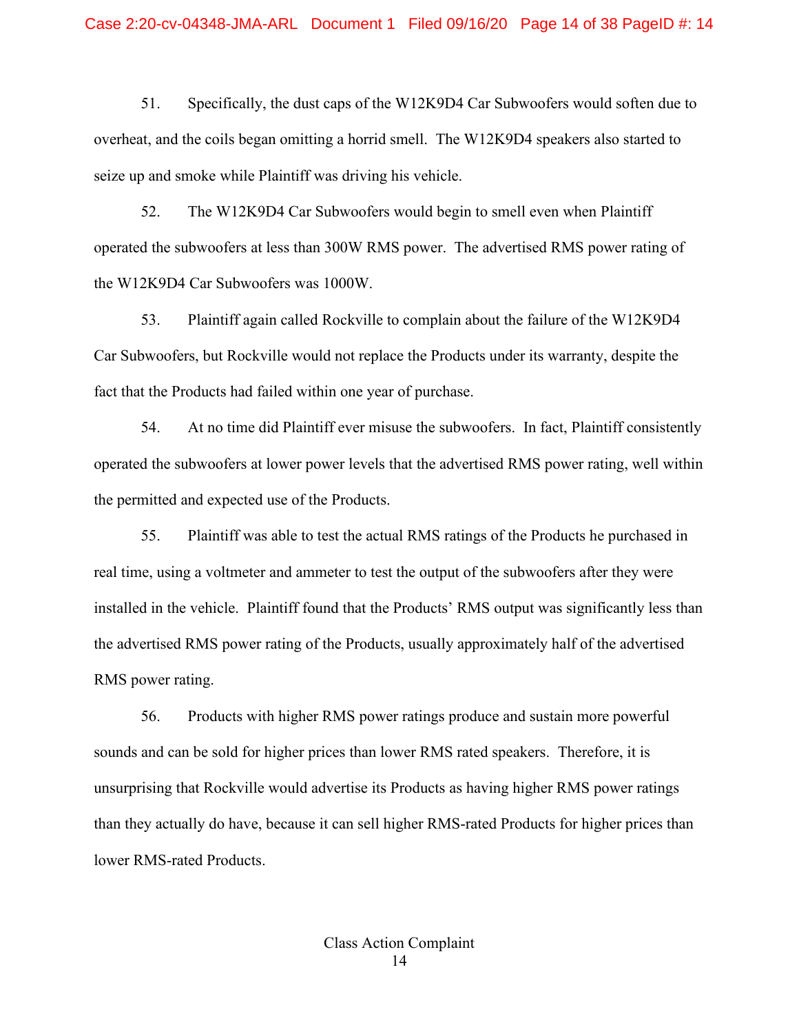51. Specifically, the dust caps of the W12K9D4 Car Subwoofers would soften due to overheat, and the coils began omitting a horrid smell. The W12K9D4 speakers also started to seize up and smoke while Plaintiff was driving his vehicle.

52. The W12K9D4 Car Subwoofers would begin to smell even when Plaintiff operated the subwoofers at less than 300W RMS power. The advertised RMS power rating of the W12K9D4 Car Subwoofers was 1000W.

53. Plaintiff again called Rockville to complain about the failure of the W12K9D4 Car Subwoofers, but Rockville would not replace the Products under its warranty, despite the fact that the Products had failed within one year of purchase.

54. At no time did Plaintiff ever misuse the subwoofers. In fact, Plaintiff consistently operated the subwoofers at lower power levels that the advertised RMS power rating, well within the permitted and expected use of the Products.

55. Plaintiff was able to test the actual RMS ratings of the Products he purchased in real time, using a voltmeter and ammeter to test the output of the subwoofers after they were installed in the vehicle. Plaintiff found that the Products' RMS output was significantly less than the advertised RMS power rating of the Products, usually approximately half of the advertised RMS power rating.

56. Products with higher RMS power ratings produce and sustain more powerful sounds and can be sold for higher prices than lower RMS rated speakers. Therefore, it is unsurprising that Rockville would advertise its Products as having higher RMS power ratings than they actually do have, because it can sell higher RMS-rated Products for higher prices than lower RMS-rated Products.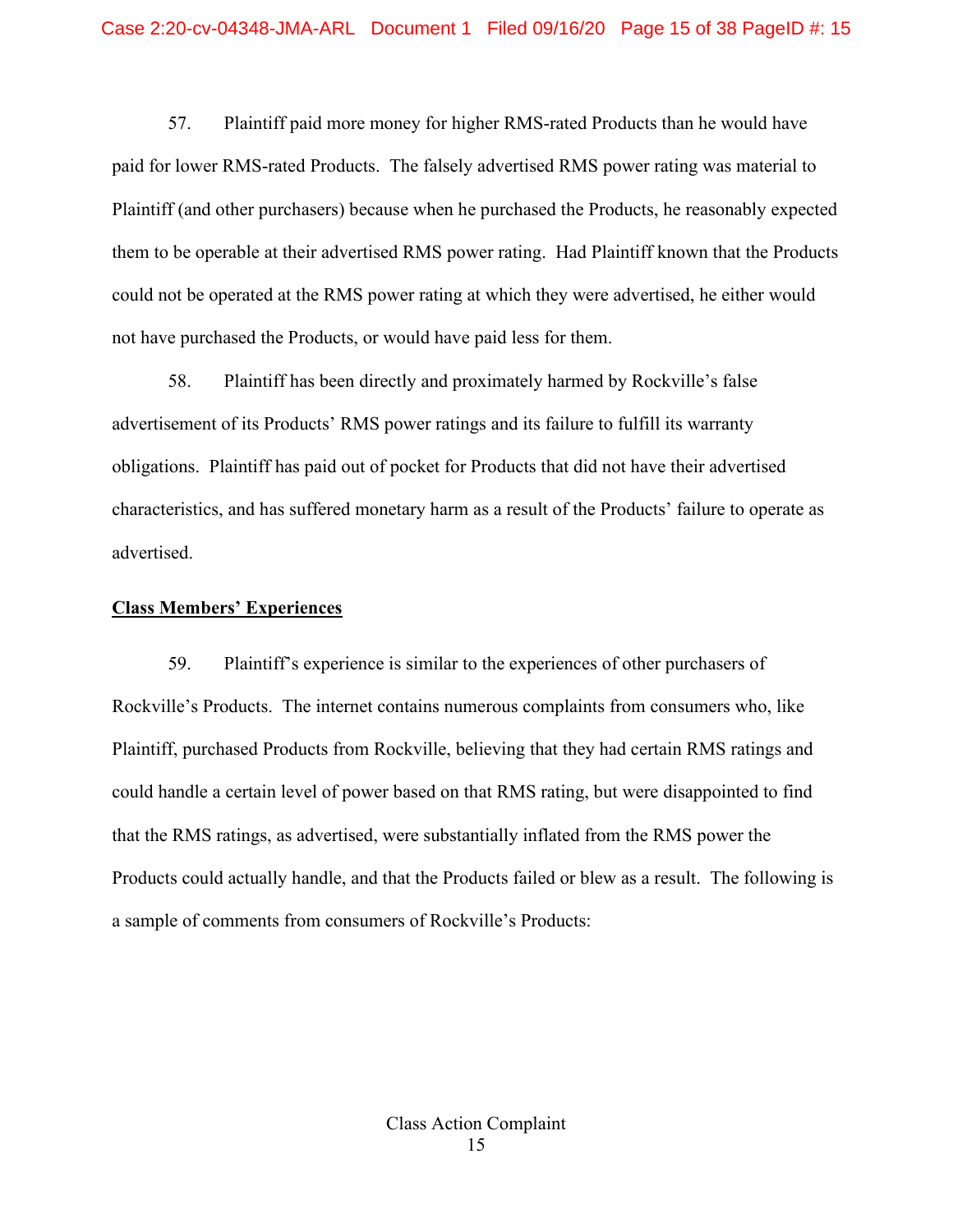57. Plaintiff paid more money for higher RMS-rated Products than he would have paid for lower RMS-rated Products. The falsely advertised RMS power rating was material to Plaintiff (and other purchasers) because when he purchased the Products, he reasonably expected them to be operable at their advertised RMS power rating. Had Plaintiff known that the Products could not be operated at the RMS power rating at which they were advertised, he either would not have purchased the Products, or would have paid less for them.

58. Plaintiff has been directly and proximately harmed by Rockville's false advertisement of its Products' RMS power ratings and its failure to fulfill its warranty obligations. Plaintiff has paid out of pocket for Products that did not have their advertised characteristics, and has suffered monetary harm as a result of the Products' failure to operate as advertised.

**Class Members' Experiences**

59. Plaintiff's experience is similar to the experiences of other purchasers of Rockville's Products. The internet contains numerous complaints from consumers who, like Plaintiff, purchased Products from Rockville, believing that they had certain RMS ratings and could handle a certain level of power based on that RMS rating, but were disappointed to find that the RMS ratings, as advertised, were substantially inflated from the RMS power the Products could actually handle, and that the Products failed or blew as a result. The following is a sample of comments from consumers of Rockville's Products: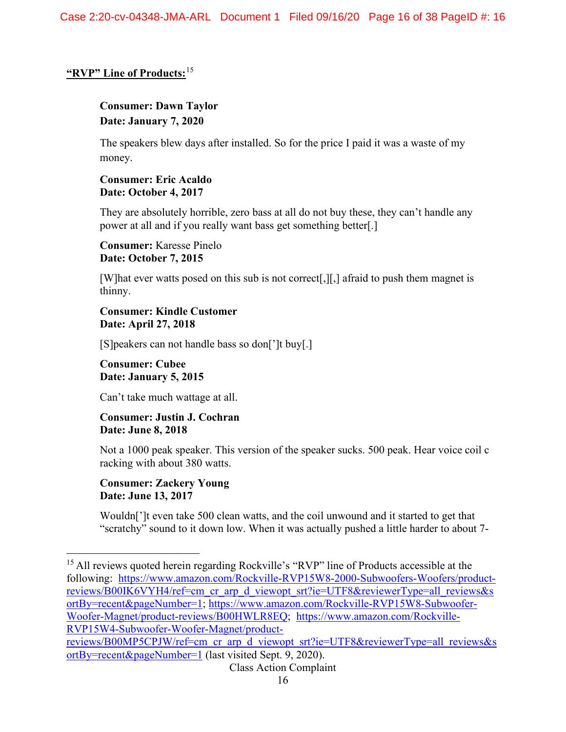**"RVP" Line of Products:**[15]

> **Consumer: Dawn Taylor**
> **Date: January 7, 2020**
>
> The speakers blew days after installed. So for the price I paid it was a waste of my money.
>
> **Consumer: Eric Acaldo**
> **Date: October 4, 2017**
>
> They are absolutely horrible, zero bass at all do not buy these, they can't handle any power at all and if you really want bass get something better[.]
>
> **Consumer:** Karesse Pinelo
> **Date: October 7, 2015**
>
> [W]hat ever watts posed on this sub is not correct[,][,] afraid to push them magnet is thinny.
>
> **Consumer: Kindle Customer**
> **Date: April 27, 2018**
>
> [S]peakers can not handle bass so don[']t buy[.]
>
> **Consumer: Cubee**
> **Date: January 5, 2015**
>
> Can't take much wattage at all.
>
> **Consumer: Justin J. Cochran**
> **Date: June 8, 2018**
>
> Not a 1000 peak speaker. This version of the speaker sucks. 500 peak. Hear voice coil c racking with about 380 watts.
>
> **Consumer: Zackery Young**
> **Date: June 13, 2017**
>
> Wouldn[']t even take 500 clean watts, and the coil unwound and it started to get that "scratchy" sound to it down low. When it was actually pushed a little harder to about 7-

---

[15] All reviews quoted herein regarding Rockville's "RVP" line of Products accessible at the following: https://www.amazon.com/Rockville-RVP15W8-2000-Subwoofers-Woofers/product-reviews/B00IK6VYH4/ref=cm_cr_arp_d_viewopt_srt?ie=UTF8&reviewerType=all_reviews&sortBy=recent&pageNumber=1; https://www.amazon.com/Rockville-RVP15W8-Subwoofer-Woofer-Magnet/product-reviews/B00HWLR8EQ; https://www.amazon.com/Rockville-RVP15W4-Subwoofer-Woofer-Magnet/product-reviews/B00MP5CPJW/ref=cm_cr_arp_d_viewopt_srt?ie=UTF8&reviewerType=all_reviews&sortBy=recent&pageNumber=1 (last visited Sept. 9, 2020).

Class Action Complaint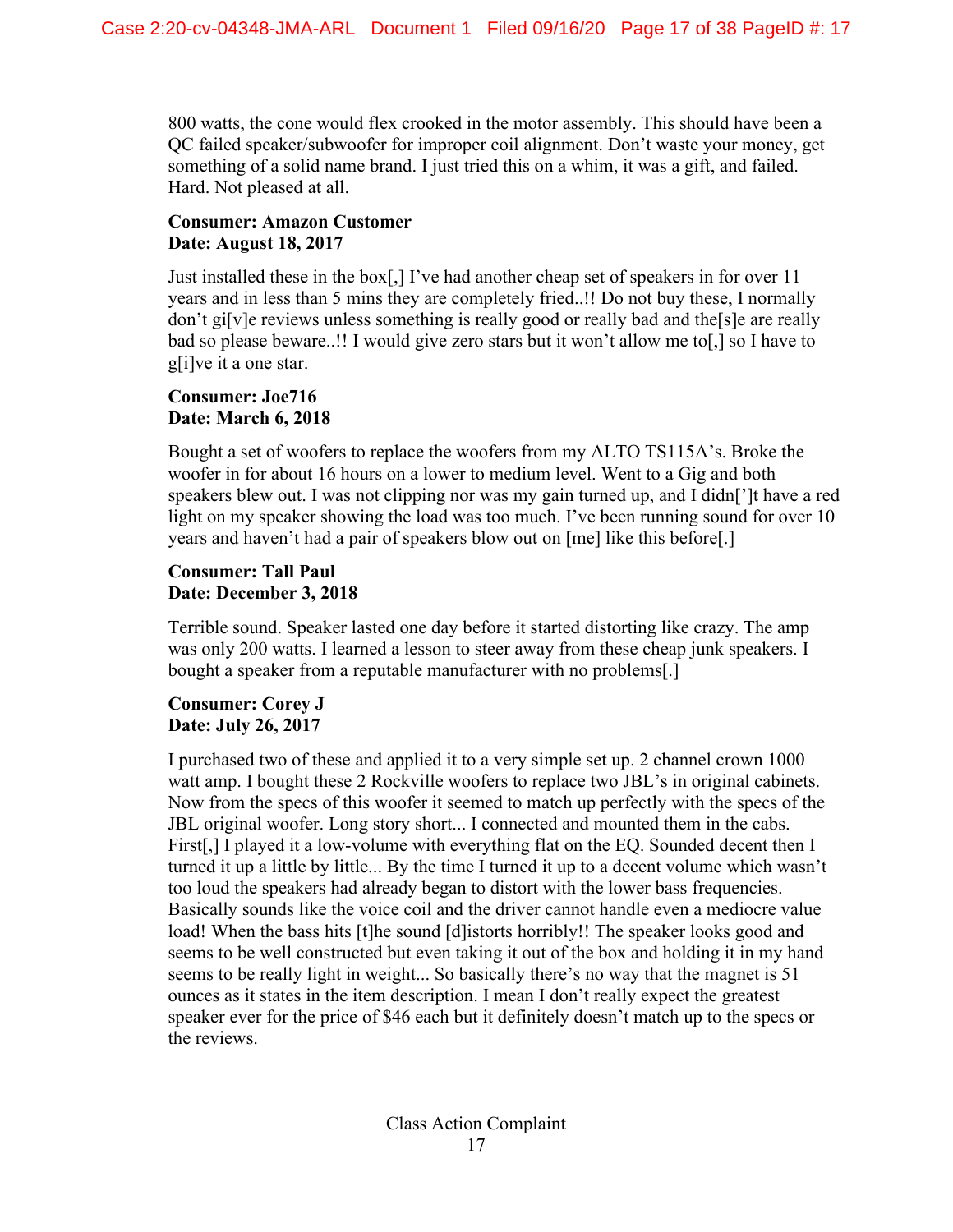800 watts, the cone would flex crooked in the motor assembly. This should have been a QC failed speaker/subwoofer for improper coil alignment. Don't waste your money, get something of a solid name brand. I just tried this on a whim, it was a gift, and failed. Hard. Not pleased at all.

**Consumer: Amazon Customer**
**Date: August 18, 2017**

Just installed these in the box[,] I've had another cheap set of speakers in for over 11 years and in less than 5 mins they are completely fried..!! Do not buy these, I normally don't gi[v]e reviews unless something is really good or really bad and the[s]e are really bad so please beware..!! I would give zero stars but it won't allow me to[,] so I have to g[i]ve it a one star.

**Consumer: Joe716**
**Date: March 6, 2018**

Bought a set of woofers to replace the woofers from my ALTO TS115A's. Broke the woofer in for about 16 hours on a lower to medium level. Went to a Gig and both speakers blew out. I was not clipping nor was my gain turned up, and I didn[']t have a red light on my speaker showing the load was too much. I've been running sound for over 10 years and haven't had a pair of speakers blow out on [me] like this before[.]

**Consumer: Tall Paul**
**Date: December 3, 2018**

Terrible sound. Speaker lasted one day before it started distorting like crazy. The amp was only 200 watts. I learned a lesson to steer away from these cheap junk speakers. I bought a speaker from a reputable manufacturer with no problems[.]

**Consumer: Corey J**
**Date: July 26, 2017**

I purchased two of these and applied it to a very simple set up. 2 channel crown 1000 watt amp. I bought these 2 Rockville woofers to replace two JBL's in original cabinets. Now from the specs of this woofer it seemed to match up perfectly with the specs of the JBL original woofer. Long story short... I connected and mounted them in the cabs. First[,] I played it a low-volume with everything flat on the EQ. Sounded decent then I turned it up a little by little... By the time I turned it up to a decent volume which wasn't too loud the speakers had already began to distort with the lower bass frequencies. Basically sounds like the voice coil and the driver cannot handle even a mediocre value load! When the bass hits [t]he sound [d]istorts horribly!! The speaker looks good and seems to be well constructed but even taking it out of the box and holding it in my hand seems to be really light in weight... So basically there's no way that the magnet is 51 ounces as it states in the item description. I mean I don't really expect the greatest speaker ever for the price of $46 each but it definitely doesn't match up to the specs or the reviews.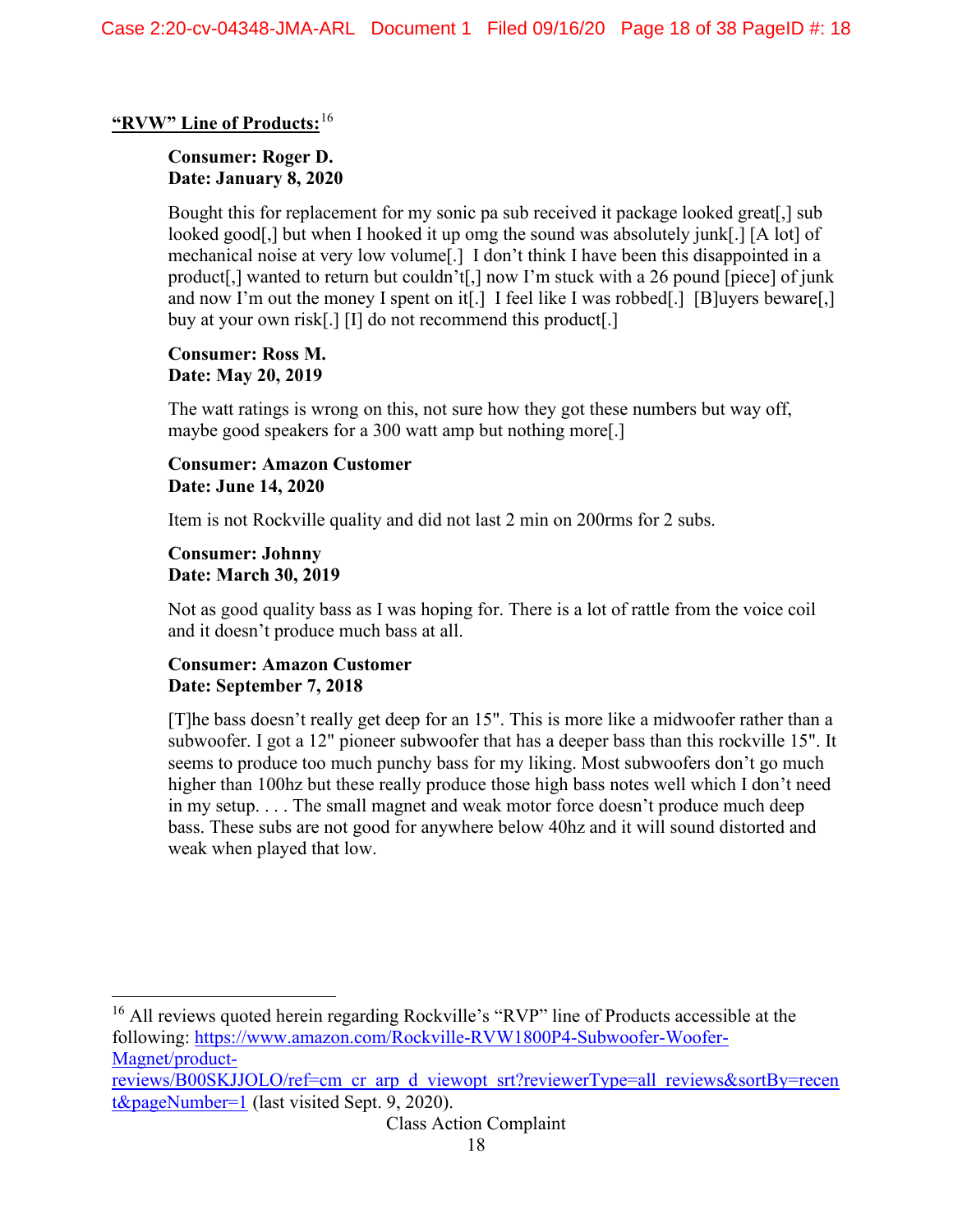**<u>"RVW" Line of Products:</u>**[16]

> **Consumer: Roger D.**
> **Date: January 8, 2020**
>
> Bought this for replacement for my sonic pa sub received it package looked great[,] sub looked good[,] but when I hooked it up omg the sound was absolutely junk[.] [A lot] of mechanical noise at very low volume[.] I don't think I have been this disappointed in a product[,] wanted to return but couldn't[,] now I'm stuck with a 26 pound [piece] of junk and now I'm out the money I spent on it[.] I feel like I was robbed[.] [B]uyers beware[,] buy at your own risk[.] [I] do not recommend this product[.]
>
> **Consumer: Ross M.**
> **Date: May 20, 2019**
>
> The watt ratings is wrong on this, not sure how they got these numbers but way off, maybe good speakers for a 300 watt amp but nothing more[.]
>
> **Consumer: Amazon Customer**
> **Date: June 14, 2020**
>
> Item is not Rockville quality and did not last 2 min on 200rms for 2 subs.
>
> **Consumer: Johnny**
> **Date: March 30, 2019**
>
> Not as good quality bass as I was hoping for. There is a lot of rattle from the voice coil and it doesn't produce much bass at all.
>
> **Consumer: Amazon Customer**
> **Date: September 7, 2018**
>
> [T]he bass doesn't really get deep for an 15". This is more like a midwoofer rather than a subwoofer. I got a 12" pioneer subwoofer that has a deeper bass than this rockville 15". It seems to produce too much punchy bass for my liking. Most subwoofers don't go much higher than 100hz but these really produce those high bass notes well which I don't need in my setup. . . . The small magnet and weak motor force doesn't produce much deep bass. These subs are not good for anywhere below 40hz and it will sound distorted and weak when played that low.

---

[16] All reviews quoted herein regarding Rockville's "RVP" line of Products accessible at the following: https://www.amazon.com/Rockville-RVW1800P4-Subwoofer-Woofer-Magnet/product-reviews/B00SKJJOLO/ref=cm_cr_arp_d_viewopt_srt?reviewerType=all_reviews&sortBy=recent&pageNumber=1 (last visited Sept. 9, 2020).

Class Action Complaint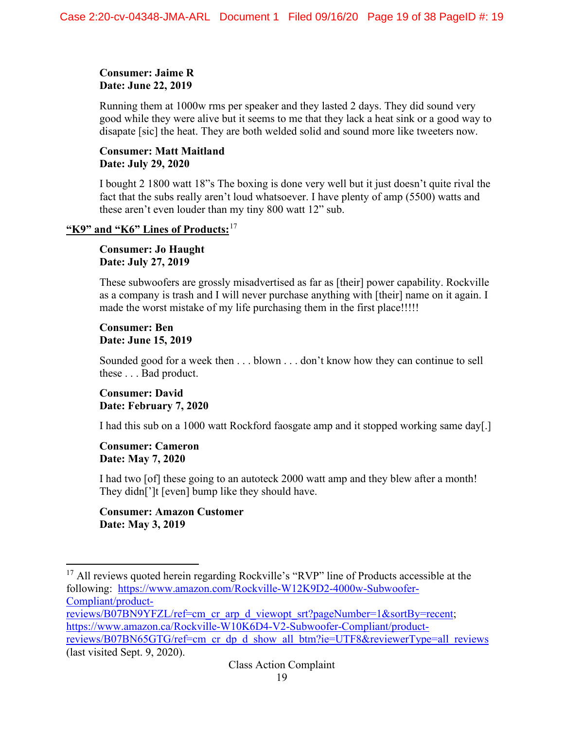**Consumer: Jaime R**
**Date: June 22, 2019**

Running them at 1000w rms per speaker and they lasted 2 days. They did sound very good while they were alive but it seems to me that they lack a heat sink or a good way to disapate [sic] the heat. They are both welded solid and sound more like tweeters now.

**Consumer: Matt Maitland**
**Date: July 29, 2020**

I bought 2 1800 watt 18"s The boxing is done very well but it just doesn't quite rival the fact that the subs really aren't loud whatsoever. I have plenty of amp (5500) watts and these aren't even louder than my tiny 800 watt 12" sub.

**"K9" and "K6" Lines of Products:**[17]

**Consumer: Jo Haught**
**Date: July 27, 2019**

These subwoofers are grossly misadvertised as far as [their] power capability. Rockville as a company is trash and I will never purchase anything with [their] name on it again. I made the worst mistake of my life purchasing them in the first place!!!!!

**Consumer: Ben**
**Date: June 15, 2019**

Sounded good for a week then . . . blown . . . don't know how they can continue to sell these . . . Bad product.

**Consumer: David**
**Date: February 7, 2020**

I had this sub on a 1000 watt Rockford faosgate amp and it stopped working same day[.]

**Consumer: Cameron**
**Date: May 7, 2020**

I had two [of] these going to an autoteck 2000 watt amp and they blew after a month! They didn[']t [even] bump like they should have.

**Consumer: Amazon Customer**
**Date: May 3, 2019**

---

[17] All reviews quoted herein regarding Rockville's "RVP" line of Products accessible at the following: https://www.amazon.com/Rockville-W12K9D2-4000w-Subwoofer-Compliant/product-reviews/B07BN9YFZL/ref=cm_cr_arp_d_viewopt_srt?pageNumber=1&sortBy=recent; https://www.amazon.ca/Rockville-W10K6D4-V2-Subwoofer-Compliant/product-reviews/B07BN65GTG/ref=cm_cr_dp_d_show_all_btm?ie=UTF8&reviewerType=all_reviews (last visited Sept. 9, 2020).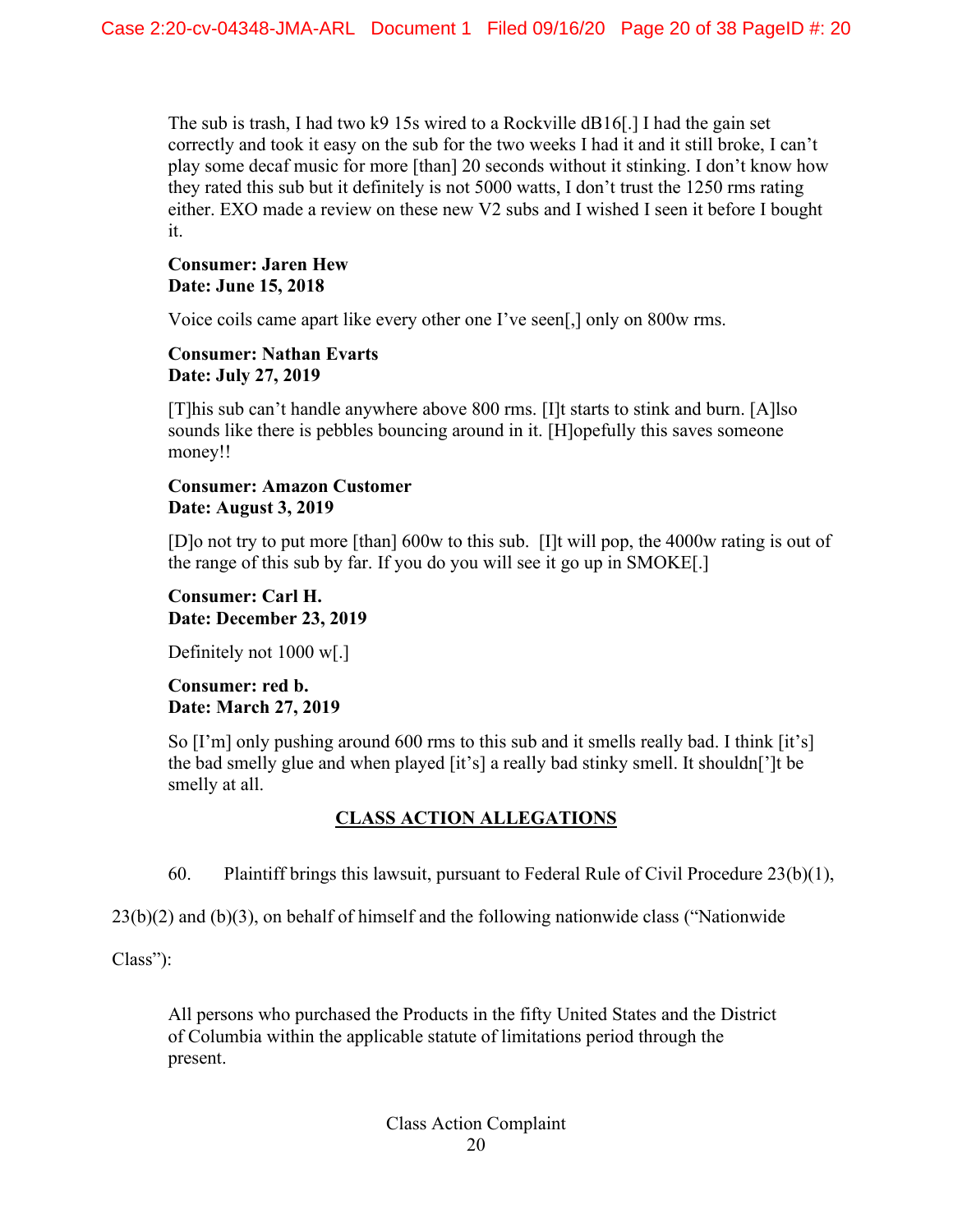The sub is trash, I had two k9 15s wired to a Rockville dB16[.] I had the gain set correctly and took it easy on the sub for the two weeks I had it and it still broke, I can't play some decaf music for more [than] 20 seconds without it stinking. I don't know how they rated this sub but it definitely is not 5000 watts, I don't trust the 1250 rms rating either. EXO made a review on these new V2 subs and I wished I seen it before I bought it.

**Consumer: Jaren Hew**
**Date: June 15, 2018**

Voice coils came apart like every other one I've seen[,] only on 800w rms.

**Consumer: Nathan Evarts**
**Date: July 27, 2019**

[T]his sub can't handle anywhere above 800 rms. [I]t starts to stink and burn. [A]lso sounds like there is pebbles bouncing around in it. [H]opefully this saves someone money!!

**Consumer: Amazon Customer**
**Date: August 3, 2019**

[D]o not try to put more [than] 600w to this sub. [I]t will pop, the 4000w rating is out of the range of this sub by far. If you do you will see it go up in SMOKE[.]

**Consumer: Carl H.**
**Date: December 23, 2019**

Definitely not 1000 w[.]

**Consumer: red b.**
**Date: March 27, 2019**

So [I'm] only pushing around 600 rms to this sub and it smells really bad. I think [it's] the bad smelly glue and when played [it's] a really bad stinky smell. It shouldn[']t be smelly at all.

## CLASS ACTION ALLEGATIONS

60. Plaintiff brings this lawsuit, pursuant to Federal Rule of Civil Procedure 23(b)(1), 23(b)(2) and (b)(3), on behalf of himself and the following nationwide class ("Nationwide Class"):

> All persons who purchased the Products in the fifty United States and the District of Columbia within the applicable statute of limitations period through the present.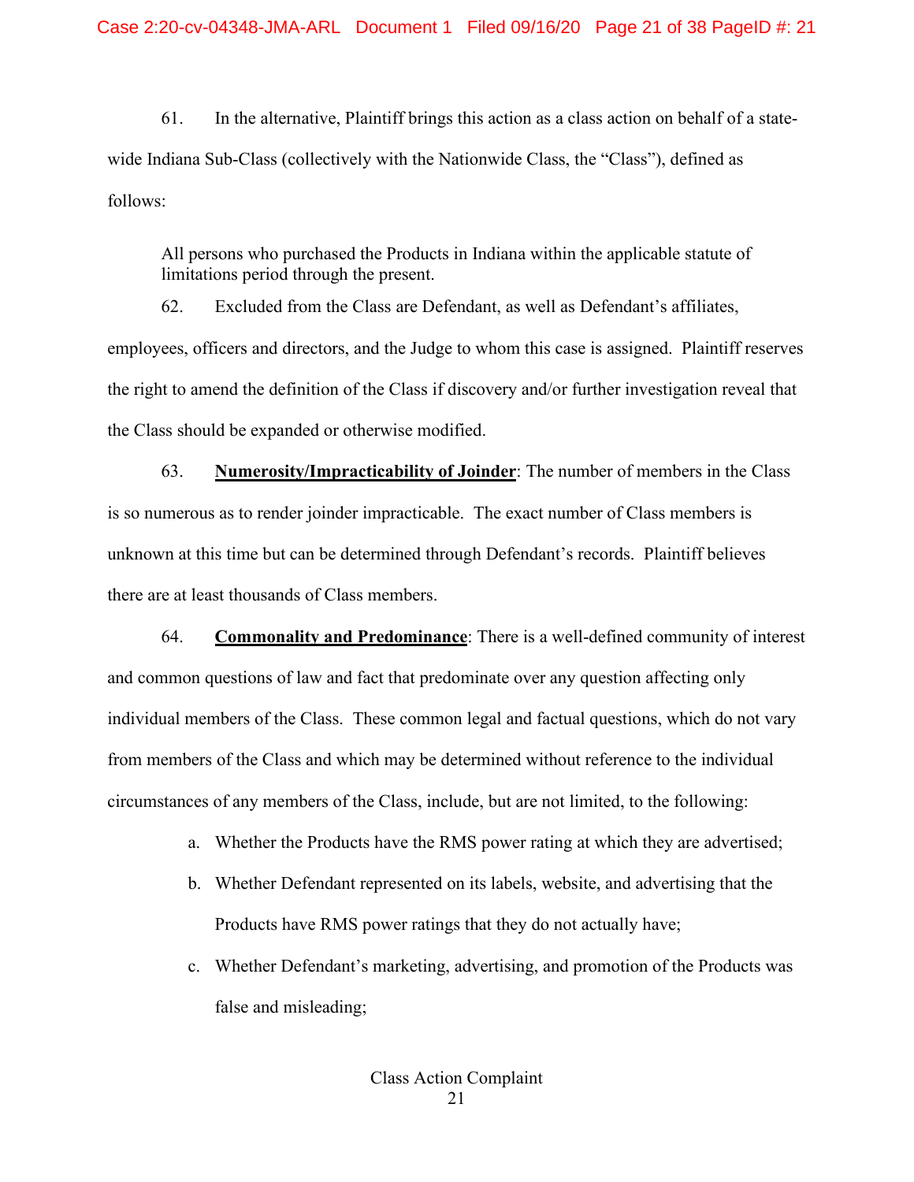61. In the alternative, Plaintiff brings this action as a class action on behalf of a state-wide Indiana Sub-Class (collectively with the Nationwide Class, the "Class"), defined as follows:

> All persons who purchased the Products in Indiana within the applicable statute of limitations period through the present.

62. Excluded from the Class are Defendant, as well as Defendant's affiliates, employees, officers and directors, and the Judge to whom this case is assigned. Plaintiff reserves the right to amend the definition of the Class if discovery and/or further investigation reveal that the Class should be expanded or otherwise modified.

63. **Numerosity/Impracticability of Joinder**: The number of members in the Class is so numerous as to render joinder impracticable. The exact number of Class members is unknown at this time but can be determined through Defendant's records. Plaintiff believes there are at least thousands of Class members.

64. **Commonality and Predominance**: There is a well-defined community of interest and common questions of law and fact that predominate over any question affecting only individual members of the Class. These common legal and factual questions, which do not vary from members of the Class and which may be determined without reference to the individual circumstances of any members of the Class, include, but are not limited, to the following:

a. Whether the Products have the RMS power rating at which they are advertised;

b. Whether Defendant represented on its labels, website, and advertising that the Products have RMS power ratings that they do not actually have;

c. Whether Defendant's marketing, advertising, and promotion of the Products was false and misleading;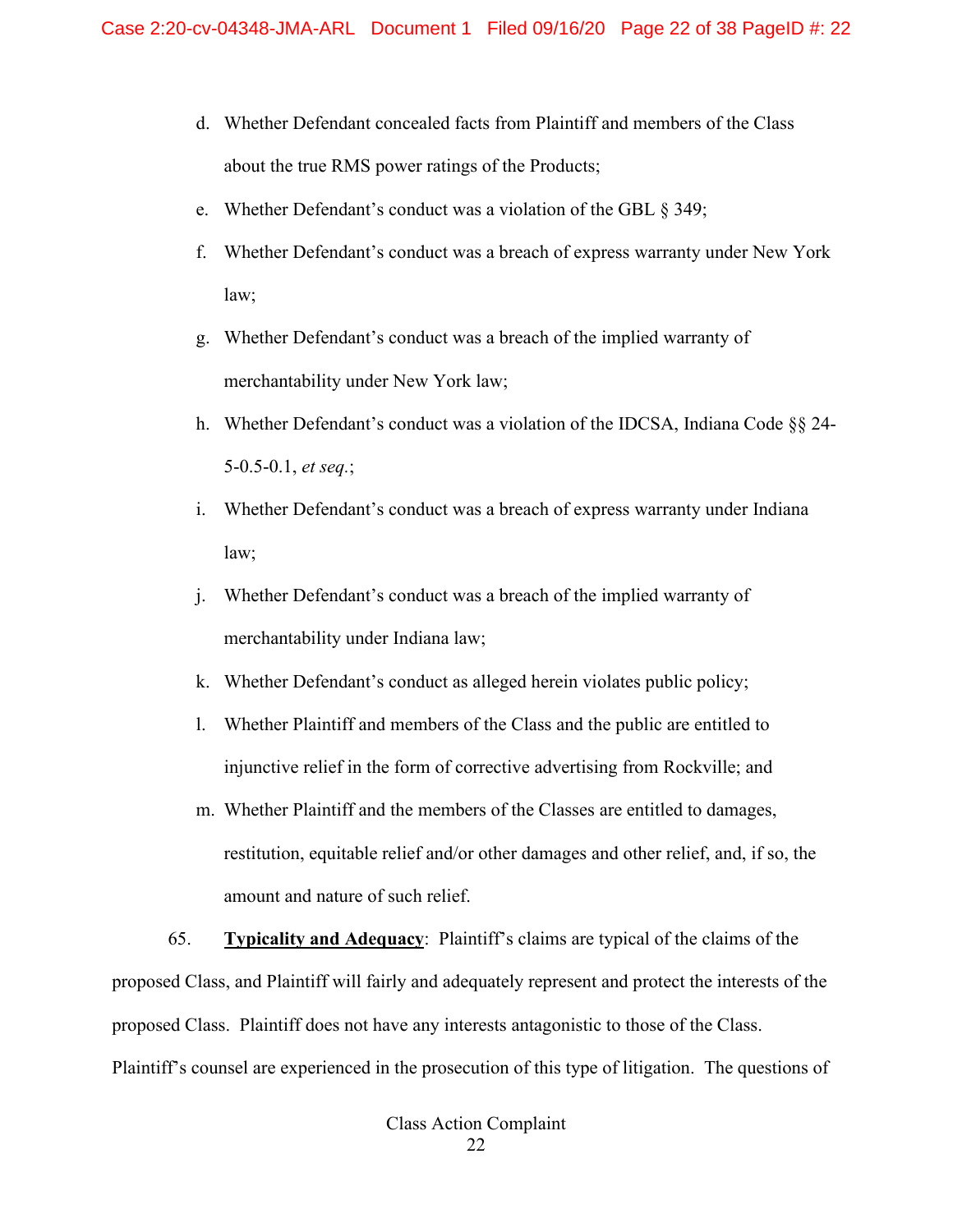d. Whether Defendant concealed facts from Plaintiff and members of the Class about the true RMS power ratings of the Products;

e. Whether Defendant's conduct was a violation of the GBL § 349;

f. Whether Defendant's conduct was a breach of express warranty under New York law;

g. Whether Defendant's conduct was a breach of the implied warranty of merchantability under New York law;

h. Whether Defendant's conduct was a violation of the IDCSA, Indiana Code §§ 24-5-0.5-0.1, *et seq.*;

i. Whether Defendant's conduct was a breach of express warranty under Indiana law;

j. Whether Defendant's conduct was a breach of the implied warranty of merchantability under Indiana law;

k. Whether Defendant's conduct as alleged herein violates public policy;

l. Whether Plaintiff and members of the Class and the public are entitled to injunctive relief in the form of corrective advertising from Rockville; and

m. Whether Plaintiff and the members of the Classes are entitled to damages, restitution, equitable relief and/or other damages and other relief, and, if so, the amount and nature of such relief.

65. **Typicality and Adequacy**: Plaintiff's claims are typical of the claims of the proposed Class, and Plaintiff will fairly and adequately represent and protect the interests of the proposed Class. Plaintiff does not have any interests antagonistic to those of the Class. Plaintiff's counsel are experienced in the prosecution of this type of litigation. The questions of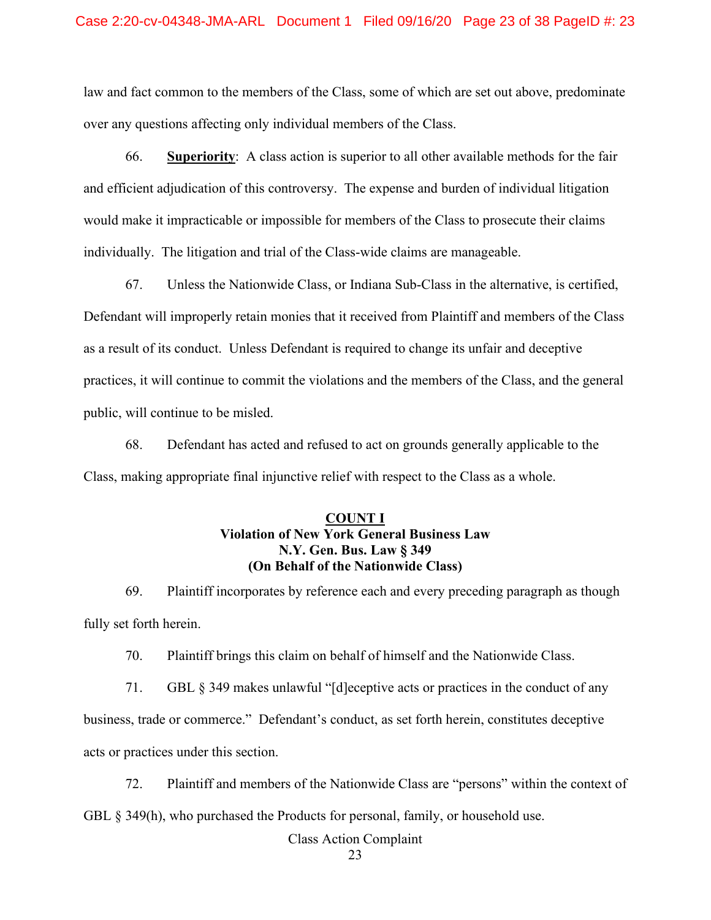law and fact common to the members of the Class, some of which are set out above, predominate over any questions affecting only individual members of the Class.

66. **Superiority**: A class action is superior to all other available methods for the fair and efficient adjudication of this controversy. The expense and burden of individual litigation would make it impracticable or impossible for members of the Class to prosecute their claims individually. The litigation and trial of the Class-wide claims are manageable.

67. Unless the Nationwide Class, or Indiana Sub-Class in the alternative, is certified, Defendant will improperly retain monies that it received from Plaintiff and members of the Class as a result of its conduct. Unless Defendant is required to change its unfair and deceptive practices, it will continue to commit the violations and the members of the Class, and the general public, will continue to be misled.

68. Defendant has acted and refused to act on grounds generally applicable to the Class, making appropriate final injunctive relief with respect to the Class as a whole.

**COUNT I**
**Violation of New York General Business Law**
**N.Y. Gen. Bus. Law § 349**
**(On Behalf of the Nationwide Class)**

69. Plaintiff incorporates by reference each and every preceding paragraph as though fully set forth herein.

70. Plaintiff brings this claim on behalf of himself and the Nationwide Class.

71. GBL § 349 makes unlawful "[d]eceptive acts or practices in the conduct of any business, trade or commerce." Defendant's conduct, as set forth herein, constitutes deceptive acts or practices under this section.

72. Plaintiff and members of the Nationwide Class are "persons" within the context of GBL § 349(h), who purchased the Products for personal, family, or household use.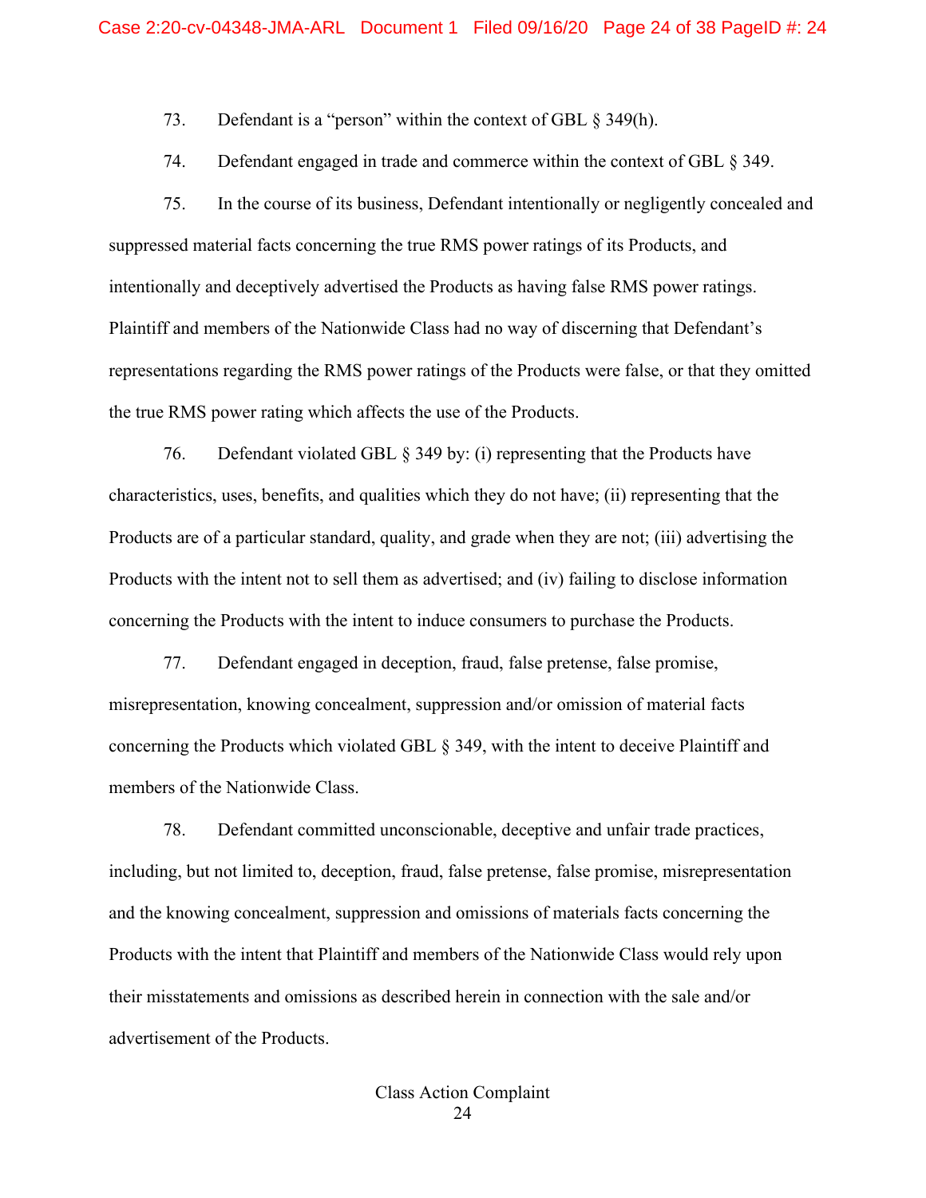73. Defendant is a "person" within the context of GBL § 349(h).

74. Defendant engaged in trade and commerce within the context of GBL § 349.

75. In the course of its business, Defendant intentionally or negligently concealed and suppressed material facts concerning the true RMS power ratings of its Products, and intentionally and deceptively advertised the Products as having false RMS power ratings. Plaintiff and members of the Nationwide Class had no way of discerning that Defendant's representations regarding the RMS power ratings of the Products were false, or that they omitted the true RMS power rating which affects the use of the Products.

76. Defendant violated GBL § 349 by: (i) representing that the Products have characteristics, uses, benefits, and qualities which they do not have; (ii) representing that the Products are of a particular standard, quality, and grade when they are not; (iii) advertising the Products with the intent not to sell them as advertised; and (iv) failing to disclose information concerning the Products with the intent to induce consumers to purchase the Products.

77. Defendant engaged in deception, fraud, false pretense, false promise, misrepresentation, knowing concealment, suppression and/or omission of material facts concerning the Products which violated GBL § 349, with the intent to deceive Plaintiff and members of the Nationwide Class.

78. Defendant committed unconscionable, deceptive and unfair trade practices, including, but not limited to, deception, fraud, false pretense, false promise, misrepresentation and the knowing concealment, suppression and omissions of materials facts concerning the Products with the intent that Plaintiff and members of the Nationwide Class would rely upon their misstatements and omissions as described herein in connection with the sale and/or advertisement of the Products.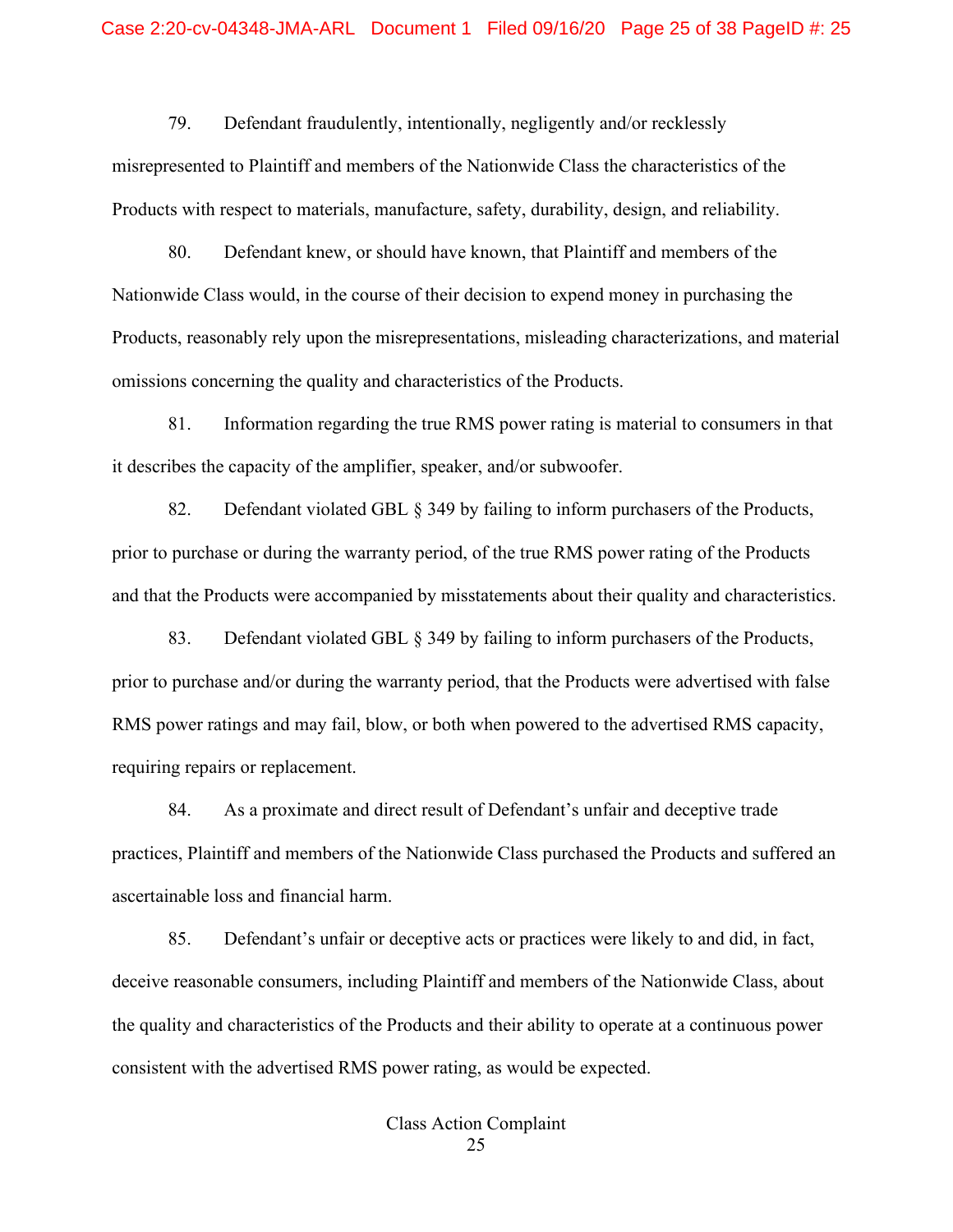79. Defendant fraudulently, intentionally, negligently and/or recklessly misrepresented to Plaintiff and members of the Nationwide Class the characteristics of the Products with respect to materials, manufacture, safety, durability, design, and reliability.

80. Defendant knew, or should have known, that Plaintiff and members of the Nationwide Class would, in the course of their decision to expend money in purchasing the Products, reasonably rely upon the misrepresentations, misleading characterizations, and material omissions concerning the quality and characteristics of the Products.

81. Information regarding the true RMS power rating is material to consumers in that it describes the capacity of the amplifier, speaker, and/or subwoofer.

82. Defendant violated GBL § 349 by failing to inform purchasers of the Products, prior to purchase or during the warranty period, of the true RMS power rating of the Products and that the Products were accompanied by misstatements about their quality and characteristics.

83. Defendant violated GBL § 349 by failing to inform purchasers of the Products, prior to purchase and/or during the warranty period, that the Products were advertised with false RMS power ratings and may fail, blow, or both when powered to the advertised RMS capacity, requiring repairs or replacement.

84. As a proximate and direct result of Defendant's unfair and deceptive trade practices, Plaintiff and members of the Nationwide Class purchased the Products and suffered an ascertainable loss and financial harm.

85. Defendant's unfair or deceptive acts or practices were likely to and did, in fact, deceive reasonable consumers, including Plaintiff and members of the Nationwide Class, about the quality and characteristics of the Products and their ability to operate at a continuous power consistent with the advertised RMS power rating, as would be expected.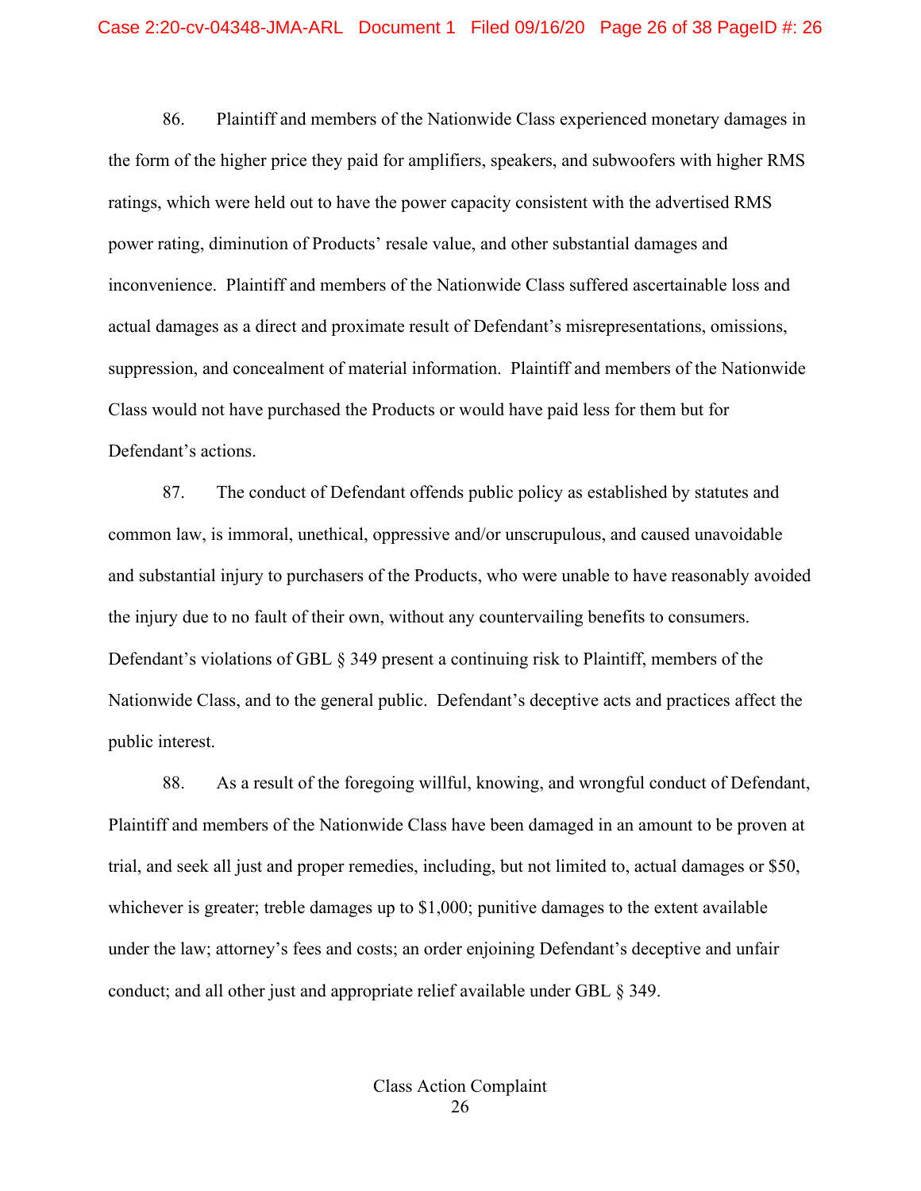86. Plaintiff and members of the Nationwide Class experienced monetary damages in the form of the higher price they paid for amplifiers, speakers, and subwoofers with higher RMS ratings, which were held out to have the power capacity consistent with the advertised RMS power rating, diminution of Products' resale value, and other substantial damages and inconvenience. Plaintiff and members of the Nationwide Class suffered ascertainable loss and actual damages as a direct and proximate result of Defendant's misrepresentations, omissions, suppression, and concealment of material information. Plaintiff and members of the Nationwide Class would not have purchased the Products or would have paid less for them but for Defendant's actions.

87. The conduct of Defendant offends public policy as established by statutes and common law, is immoral, unethical, oppressive and/or unscrupulous, and caused unavoidable and substantial injury to purchasers of the Products, who were unable to have reasonably avoided the injury due to no fault of their own, without any countervailing benefits to consumers. Defendant's violations of GBL § 349 present a continuing risk to Plaintiff, members of the Nationwide Class, and to the general public. Defendant's deceptive acts and practices affect the public interest.

88. As a result of the foregoing willful, knowing, and wrongful conduct of Defendant, Plaintiff and members of the Nationwide Class have been damaged in an amount to be proven at trial, and seek all just and proper remedies, including, but not limited to, actual damages or $50, whichever is greater; treble damages up to $1,000; punitive damages to the extent available under the law; attorney's fees and costs; an order enjoining Defendant's deceptive and unfair conduct; and all other just and appropriate relief available under GBL § 349.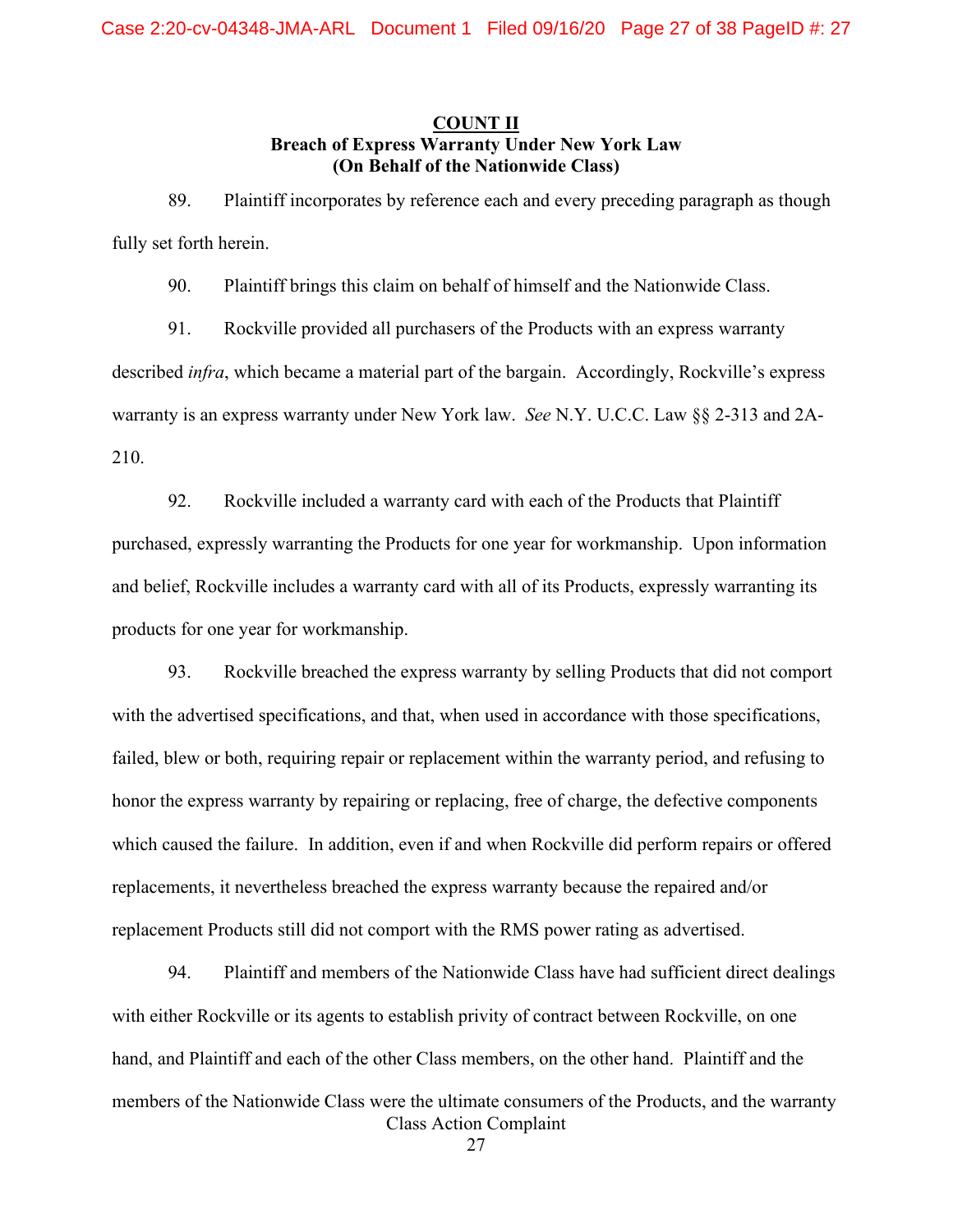**COUNT II**
**Breach of Express Warranty Under New York Law**
**(On Behalf of the Nationwide Class)**

89. Plaintiff incorporates by reference each and every preceding paragraph as though fully set forth herein.

90. Plaintiff brings this claim on behalf of himself and the Nationwide Class.

91. Rockville provided all purchasers of the Products with an express warranty described *infra*, which became a material part of the bargain. Accordingly, Rockville's express warranty is an express warranty under New York law. *See* N.Y. U.C.C. Law §§ 2-313 and 2A-210.

92. Rockville included a warranty card with each of the Products that Plaintiff purchased, expressly warranting the Products for one year for workmanship. Upon information and belief, Rockville includes a warranty card with all of its Products, expressly warranting its products for one year for workmanship.

93. Rockville breached the express warranty by selling Products that did not comport with the advertised specifications, and that, when used in accordance with those specifications, failed, blew or both, requiring repair or replacement within the warranty period, and refusing to honor the express warranty by repairing or replacing, free of charge, the defective components which caused the failure. In addition, even if and when Rockville did perform repairs or offered replacements, it nevertheless breached the express warranty because the repaired and/or replacement Products still did not comport with the RMS power rating as advertised.

94. Plaintiff and members of the Nationwide Class have had sufficient direct dealings with either Rockville or its agents to establish privity of contract between Rockville, on one hand, and Plaintiff and each of the other Class members, on the other hand. Plaintiff and the members of the Nationwide Class were the ultimate consumers of the Products, and the warranty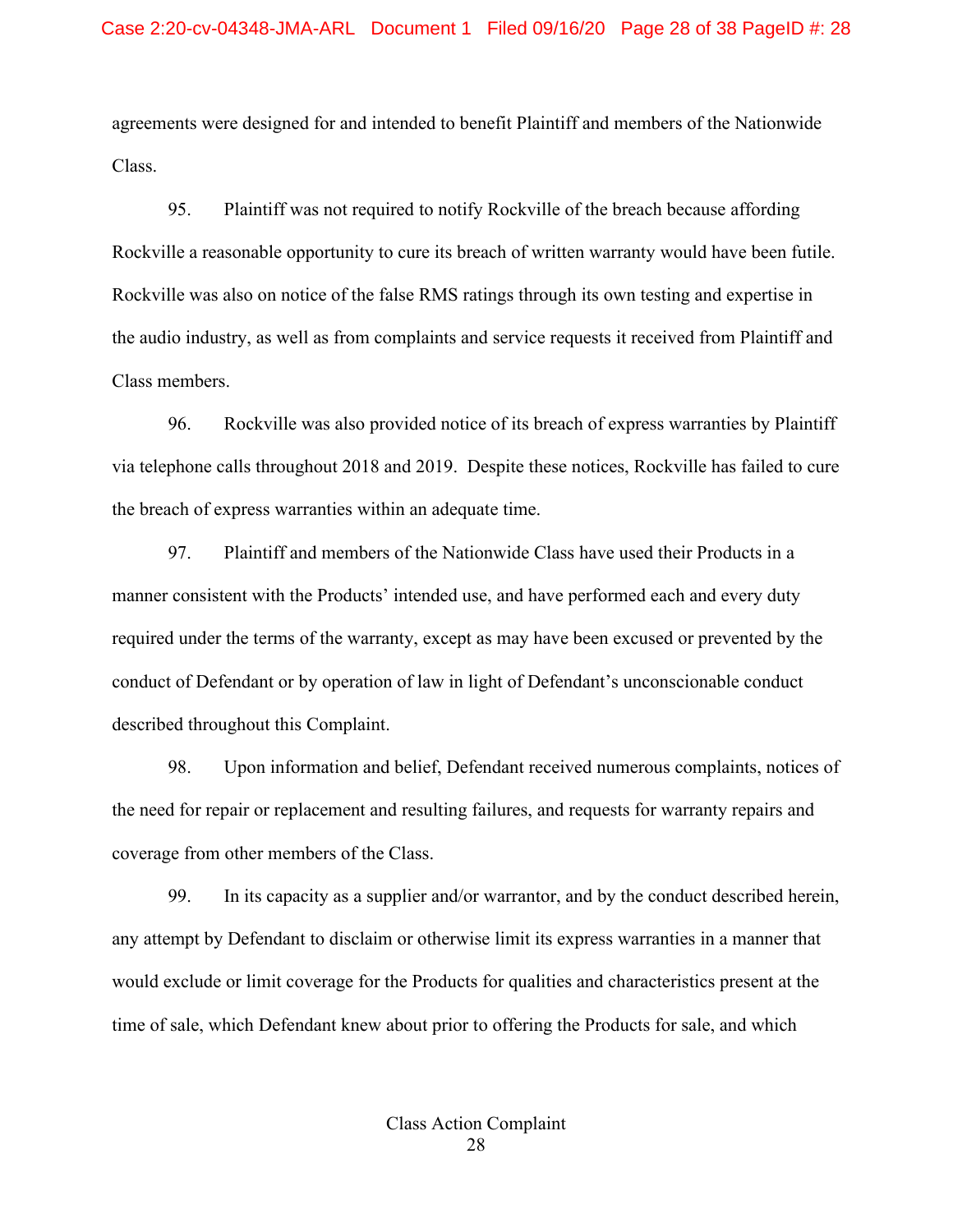agreements were designed for and intended to benefit Plaintiff and members of the Nationwide Class.

95. Plaintiff was not required to notify Rockville of the breach because affording Rockville a reasonable opportunity to cure its breach of written warranty would have been futile. Rockville was also on notice of the false RMS ratings through its own testing and expertise in the audio industry, as well as from complaints and service requests it received from Plaintiff and Class members.

96. Rockville was also provided notice of its breach of express warranties by Plaintiff via telephone calls throughout 2018 and 2019. Despite these notices, Rockville has failed to cure the breach of express warranties within an adequate time.

97. Plaintiff and members of the Nationwide Class have used their Products in a manner consistent with the Products' intended use, and have performed each and every duty required under the terms of the warranty, except as may have been excused or prevented by the conduct of Defendant or by operation of law in light of Defendant's unconscionable conduct described throughout this Complaint.

98. Upon information and belief, Defendant received numerous complaints, notices of the need for repair or replacement and resulting failures, and requests for warranty repairs and coverage from other members of the Class.

99. In its capacity as a supplier and/or warrantor, and by the conduct described herein, any attempt by Defendant to disclaim or otherwise limit its express warranties in a manner that would exclude or limit coverage for the Products for qualities and characteristics present at the time of sale, which Defendant knew about prior to offering the Products for sale, and which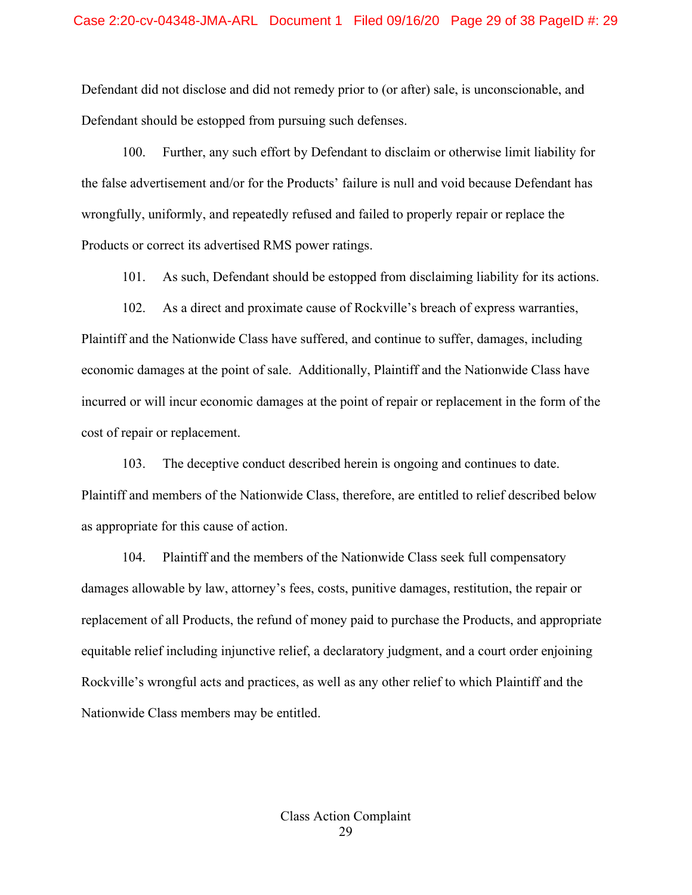Defendant did not disclose and did not remedy prior to (or after) sale, is unconscionable, and Defendant should be estopped from pursuing such defenses.

100. Further, any such effort by Defendant to disclaim or otherwise limit liability for the false advertisement and/or for the Products' failure is null and void because Defendant has wrongfully, uniformly, and repeatedly refused and failed to properly repair or replace the Products or correct its advertised RMS power ratings.

101. As such, Defendant should be estopped from disclaiming liability for its actions.

102. As a direct and proximate cause of Rockville's breach of express warranties, Plaintiff and the Nationwide Class have suffered, and continue to suffer, damages, including economic damages at the point of sale. Additionally, Plaintiff and the Nationwide Class have incurred or will incur economic damages at the point of repair or replacement in the form of the cost of repair or replacement.

103. The deceptive conduct described herein is ongoing and continues to date. Plaintiff and members of the Nationwide Class, therefore, are entitled to relief described below as appropriate for this cause of action.

104. Plaintiff and the members of the Nationwide Class seek full compensatory damages allowable by law, attorney's fees, costs, punitive damages, restitution, the repair or replacement of all Products, the refund of money paid to purchase the Products, and appropriate equitable relief including injunctive relief, a declaratory judgment, and a court order enjoining Rockville's wrongful acts and practices, as well as any other relief to which Plaintiff and the Nationwide Class members may be entitled.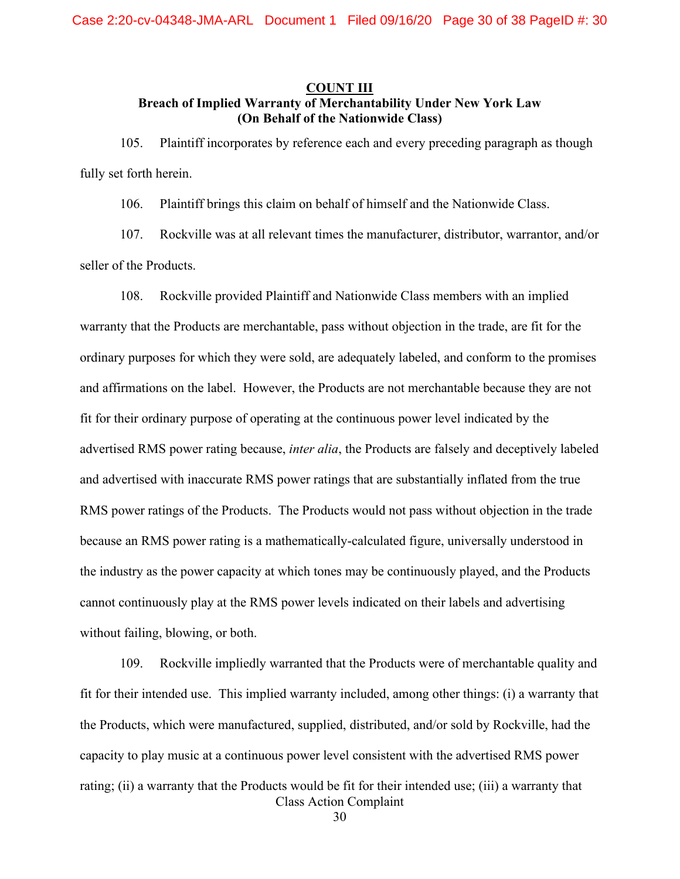**COUNT III**
**Breach of Implied Warranty of Merchantability Under New York Law**
**(On Behalf of the Nationwide Class)**

105. Plaintiff incorporates by reference each and every preceding paragraph as though fully set forth herein.

106. Plaintiff brings this claim on behalf of himself and the Nationwide Class.

107. Rockville was at all relevant times the manufacturer, distributor, warrantor, and/or seller of the Products.

108. Rockville provided Plaintiff and Nationwide Class members with an implied warranty that the Products are merchantable, pass without objection in the trade, are fit for the ordinary purposes for which they were sold, are adequately labeled, and conform to the promises and affirmations on the label. However, the Products are not merchantable because they are not fit for their ordinary purpose of operating at the continuous power level indicated by the advertised RMS power rating because, *inter alia*, the Products are falsely and deceptively labeled and advertised with inaccurate RMS power ratings that are substantially inflated from the true RMS power ratings of the Products. The Products would not pass without objection in the trade because an RMS power rating is a mathematically-calculated figure, universally understood in the industry as the power capacity at which tones may be continuously played, and the Products cannot continuously play at the RMS power levels indicated on their labels and advertising without failing, blowing, or both.

109. Rockville impliedly warranted that the Products were of merchantable quality and fit for their intended use. This implied warranty included, among other things: (i) a warranty that the Products, which were manufactured, supplied, distributed, and/or sold by Rockville, had the capacity to play music at a continuous power level consistent with the advertised RMS power rating; (ii) a warranty that the Products would be fit for their intended use; (iii) a warranty that

Class Action Complaint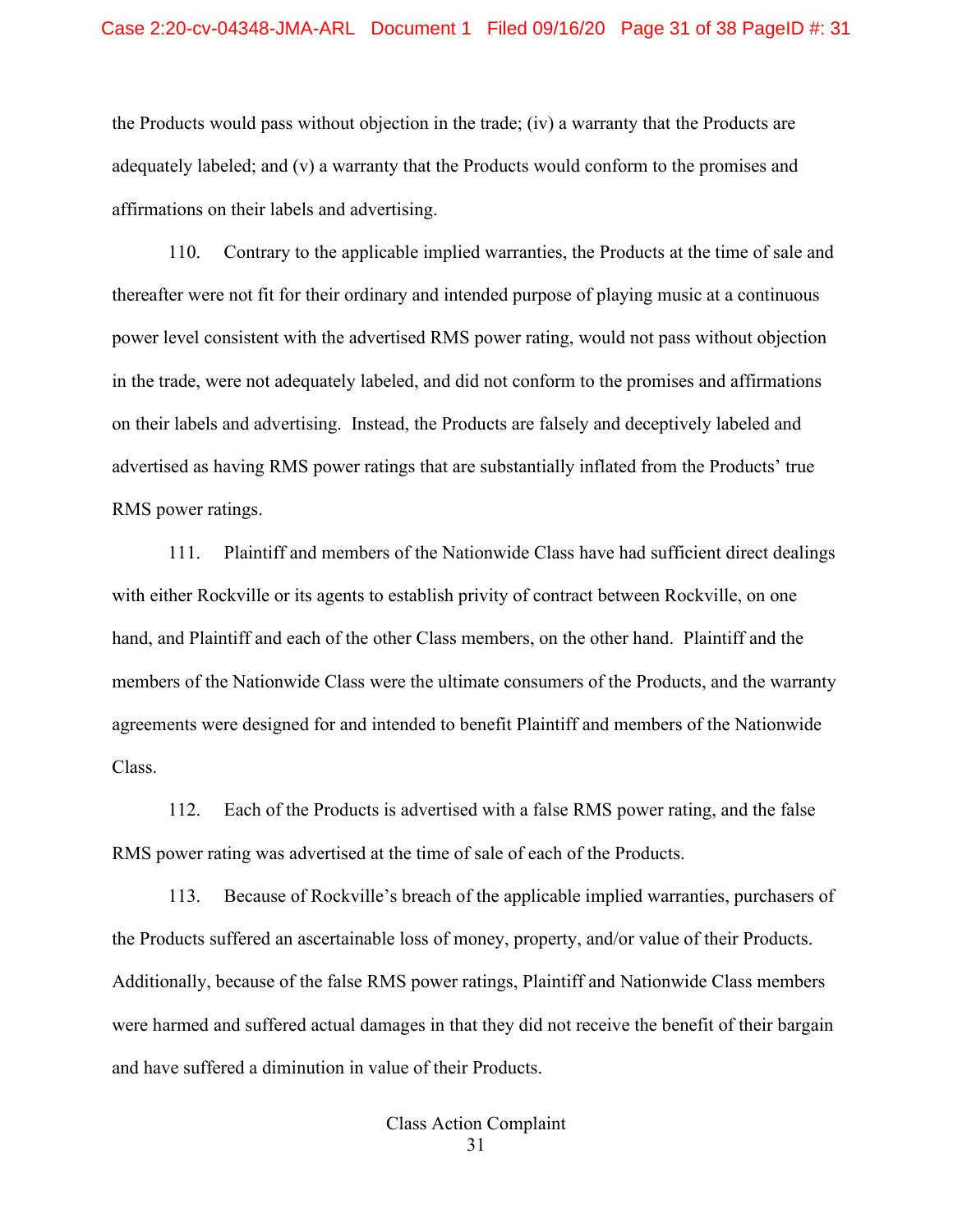the Products would pass without objection in the trade; (iv) a warranty that the Products are adequately labeled; and (v) a warranty that the Products would conform to the promises and affirmations on their labels and advertising.

110. Contrary to the applicable implied warranties, the Products at the time of sale and thereafter were not fit for their ordinary and intended purpose of playing music at a continuous power level consistent with the advertised RMS power rating, would not pass without objection in the trade, were not adequately labeled, and did not conform to the promises and affirmations on their labels and advertising. Instead, the Products are falsely and deceptively labeled and advertised as having RMS power ratings that are substantially inflated from the Products' true RMS power ratings.

111. Plaintiff and members of the Nationwide Class have had sufficient direct dealings with either Rockville or its agents to establish privity of contract between Rockville, on one hand, and Plaintiff and each of the other Class members, on the other hand. Plaintiff and the members of the Nationwide Class were the ultimate consumers of the Products, and the warranty agreements were designed for and intended to benefit Plaintiff and members of the Nationwide Class.

112. Each of the Products is advertised with a false RMS power rating, and the false RMS power rating was advertised at the time of sale of each of the Products.

113. Because of Rockville's breach of the applicable implied warranties, purchasers of the Products suffered an ascertainable loss of money, property, and/or value of their Products. Additionally, because of the false RMS power ratings, Plaintiff and Nationwide Class members were harmed and suffered actual damages in that they did not receive the benefit of their bargain and have suffered a diminution in value of their Products.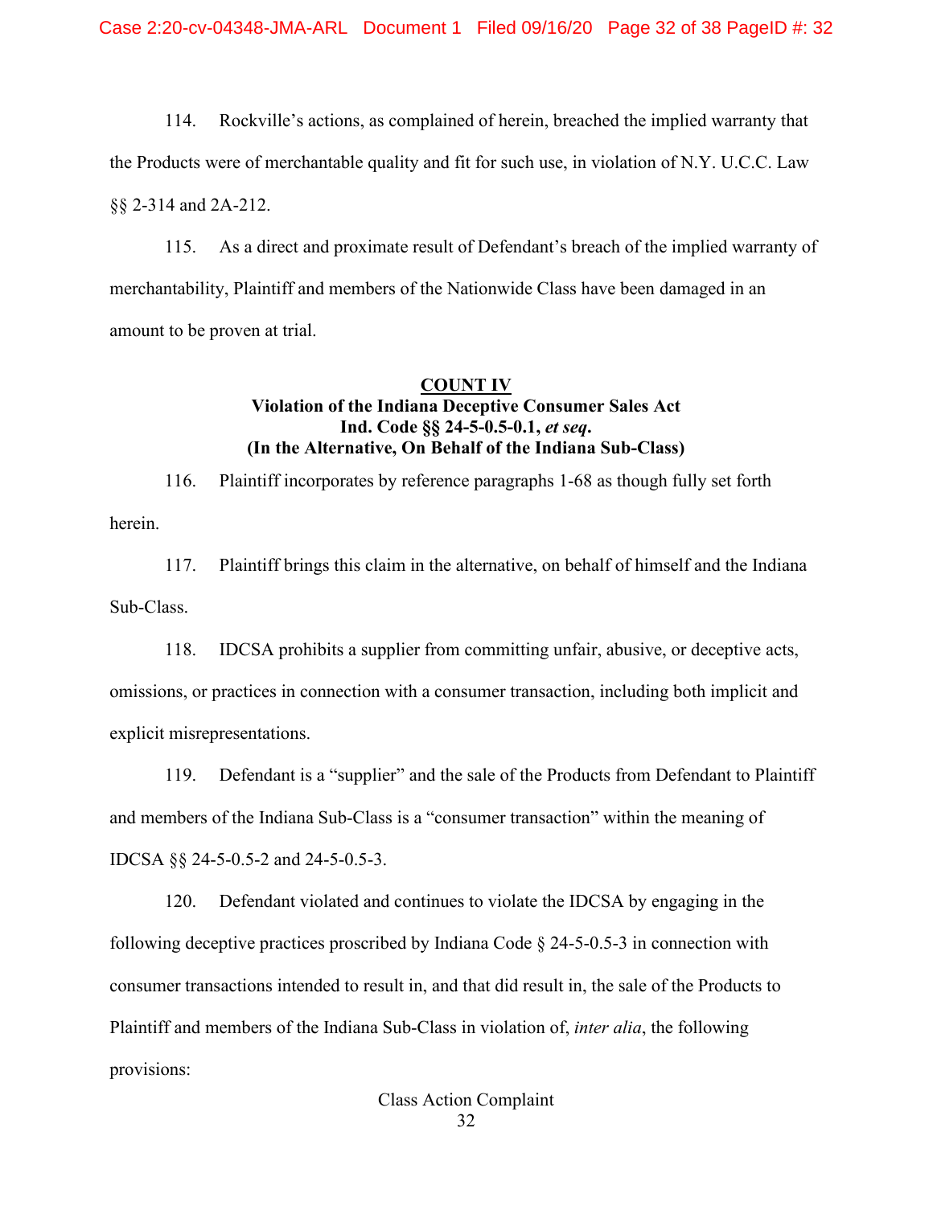114. Rockville's actions, as complained of herein, breached the implied warranty that the Products were of merchantable quality and fit for such use, in violation of N.Y. U.C.C. Law §§ 2-314 and 2A-212.

115. As a direct and proximate result of Defendant's breach of the implied warranty of merchantability, Plaintiff and members of the Nationwide Class have been damaged in an amount to be proven at trial.

**COUNT IV**
**Violation of the Indiana Deceptive Consumer Sales Act**
**Ind. Code §§ 24-5-0.5-0.1, *et seq*.**
**(In the Alternative, On Behalf of the Indiana Sub-Class)**

116. Plaintiff incorporates by reference paragraphs 1-68 as though fully set forth herein.

117. Plaintiff brings this claim in the alternative, on behalf of himself and the Indiana Sub-Class.

118. IDCSA prohibits a supplier from committing unfair, abusive, or deceptive acts, omissions, or practices in connection with a consumer transaction, including both implicit and explicit misrepresentations.

119. Defendant is a "supplier" and the sale of the Products from Defendant to Plaintiff and members of the Indiana Sub-Class is a "consumer transaction" within the meaning of IDCSA §§ 24-5-0.5-2 and 24-5-0.5-3.

120. Defendant violated and continues to violate the IDCSA by engaging in the following deceptive practices proscribed by Indiana Code § 24-5-0.5-3 in connection with consumer transactions intended to result in, and that did result in, the sale of the Products to Plaintiff and members of the Indiana Sub-Class in violation of, *inter alia*, the following provisions: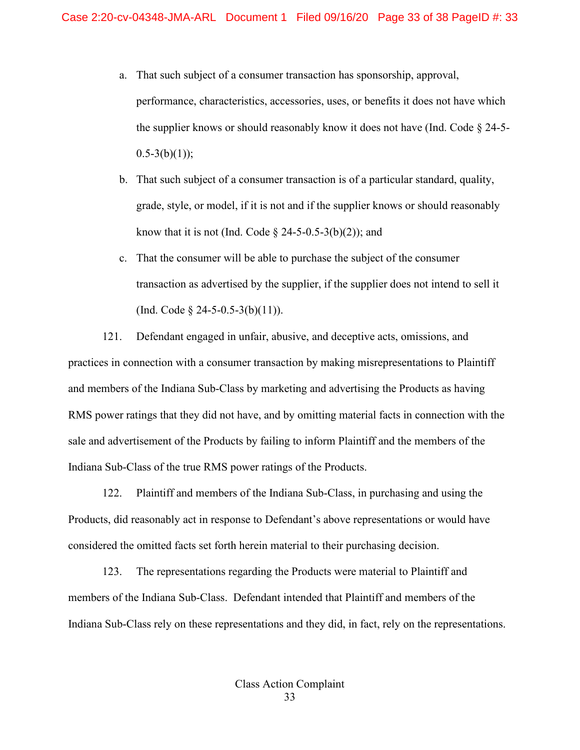a. That such subject of a consumer transaction has sponsorship, approval, performance, characteristics, accessories, uses, or benefits it does not have which the supplier knows or should reasonably know it does not have (Ind. Code § 24-5-0.5-3(b)(1));

b. That such subject of a consumer transaction is of a particular standard, quality, grade, style, or model, if it is not and if the supplier knows or should reasonably know that it is not (Ind. Code § 24-5-0.5-3(b)(2)); and

c. That the consumer will be able to purchase the subject of the consumer transaction as advertised by the supplier, if the supplier does not intend to sell it (Ind. Code § 24-5-0.5-3(b)(11)).

121. Defendant engaged in unfair, abusive, and deceptive acts, omissions, and practices in connection with a consumer transaction by making misrepresentations to Plaintiff and members of the Indiana Sub-Class by marketing and advertising the Products as having RMS power ratings that they did not have, and by omitting material facts in connection with the sale and advertisement of the Products by failing to inform Plaintiff and the members of the Indiana Sub-Class of the true RMS power ratings of the Products.

122. Plaintiff and members of the Indiana Sub-Class, in purchasing and using the Products, did reasonably act in response to Defendant's above representations or would have considered the omitted facts set forth herein material to their purchasing decision.

123. The representations regarding the Products were material to Plaintiff and members of the Indiana Sub-Class. Defendant intended that Plaintiff and members of the Indiana Sub-Class rely on these representations and they did, in fact, rely on the representations.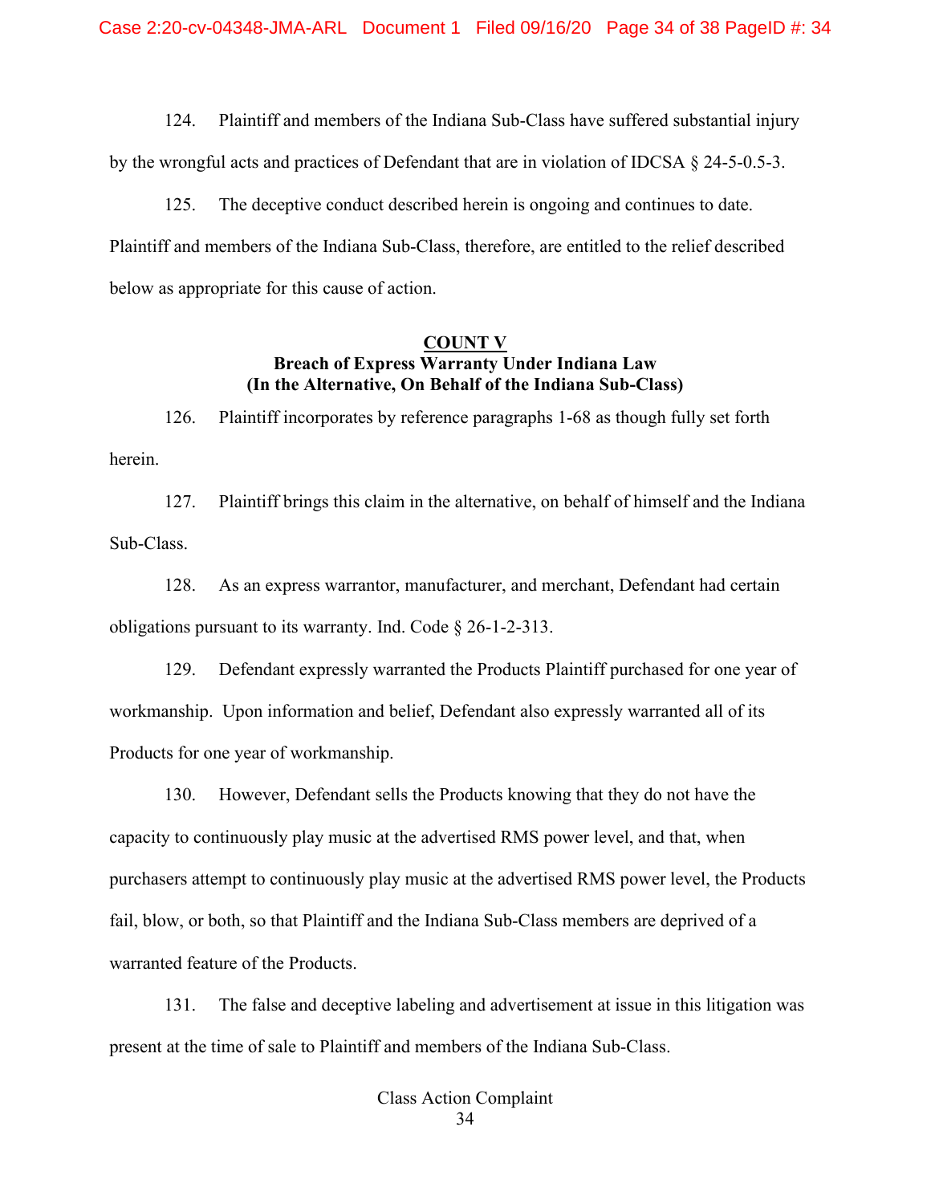124. Plaintiff and members of the Indiana Sub-Class have suffered substantial injury by the wrongful acts and practices of Defendant that are in violation of IDCSA § 24-5-0.5-3.

125. The deceptive conduct described herein is ongoing and continues to date. Plaintiff and members of the Indiana Sub-Class, therefore, are entitled to the relief described below as appropriate for this cause of action.

## COUNT V
### Breach of Express Warranty Under Indiana Law
### (In the Alternative, On Behalf of the Indiana Sub-Class)

126. Plaintiff incorporates by reference paragraphs 1-68 as though fully set forth herein.

127. Plaintiff brings this claim in the alternative, on behalf of himself and the Indiana Sub-Class.

128. As an express warrantor, manufacturer, and merchant, Defendant had certain obligations pursuant to its warranty. Ind. Code § 26-1-2-313.

129. Defendant expressly warranted the Products Plaintiff purchased for one year of workmanship. Upon information and belief, Defendant also expressly warranted all of its Products for one year of workmanship.

130. However, Defendant sells the Products knowing that they do not have the capacity to continuously play music at the advertised RMS power level, and that, when purchasers attempt to continuously play music at the advertised RMS power level, the Products fail, blow, or both, so that Plaintiff and the Indiana Sub-Class members are deprived of a warranted feature of the Products.

131. The false and deceptive labeling and advertisement at issue in this litigation was present at the time of sale to Plaintiff and members of the Indiana Sub-Class.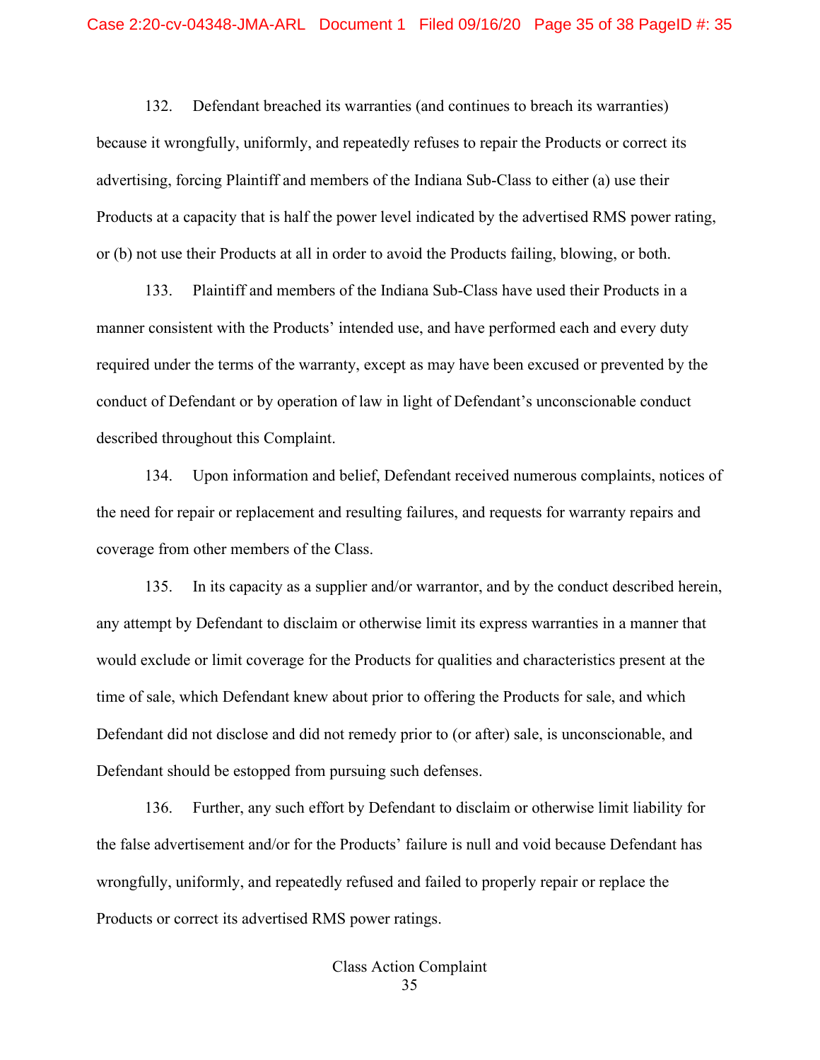132. Defendant breached its warranties (and continues to breach its warranties) because it wrongfully, uniformly, and repeatedly refuses to repair the Products or correct its advertising, forcing Plaintiff and members of the Indiana Sub-Class to either (a) use their Products at a capacity that is half the power level indicated by the advertised RMS power rating, or (b) not use their Products at all in order to avoid the Products failing, blowing, or both.

133. Plaintiff and members of the Indiana Sub-Class have used their Products in a manner consistent with the Products' intended use, and have performed each and every duty required under the terms of the warranty, except as may have been excused or prevented by the conduct of Defendant or by operation of law in light of Defendant's unconscionable conduct described throughout this Complaint.

134. Upon information and belief, Defendant received numerous complaints, notices of the need for repair or replacement and resulting failures, and requests for warranty repairs and coverage from other members of the Class.

135. In its capacity as a supplier and/or warrantor, and by the conduct described herein, any attempt by Defendant to disclaim or otherwise limit its express warranties in a manner that would exclude or limit coverage for the Products for qualities and characteristics present at the time of sale, which Defendant knew about prior to offering the Products for sale, and which Defendant did not disclose and did not remedy prior to (or after) sale, is unconscionable, and Defendant should be estopped from pursuing such defenses.

136. Further, any such effort by Defendant to disclaim or otherwise limit liability for the false advertisement and/or for the Products' failure is null and void because Defendant has wrongfully, uniformly, and repeatedly refused and failed to properly repair or replace the Products or correct its advertised RMS power ratings.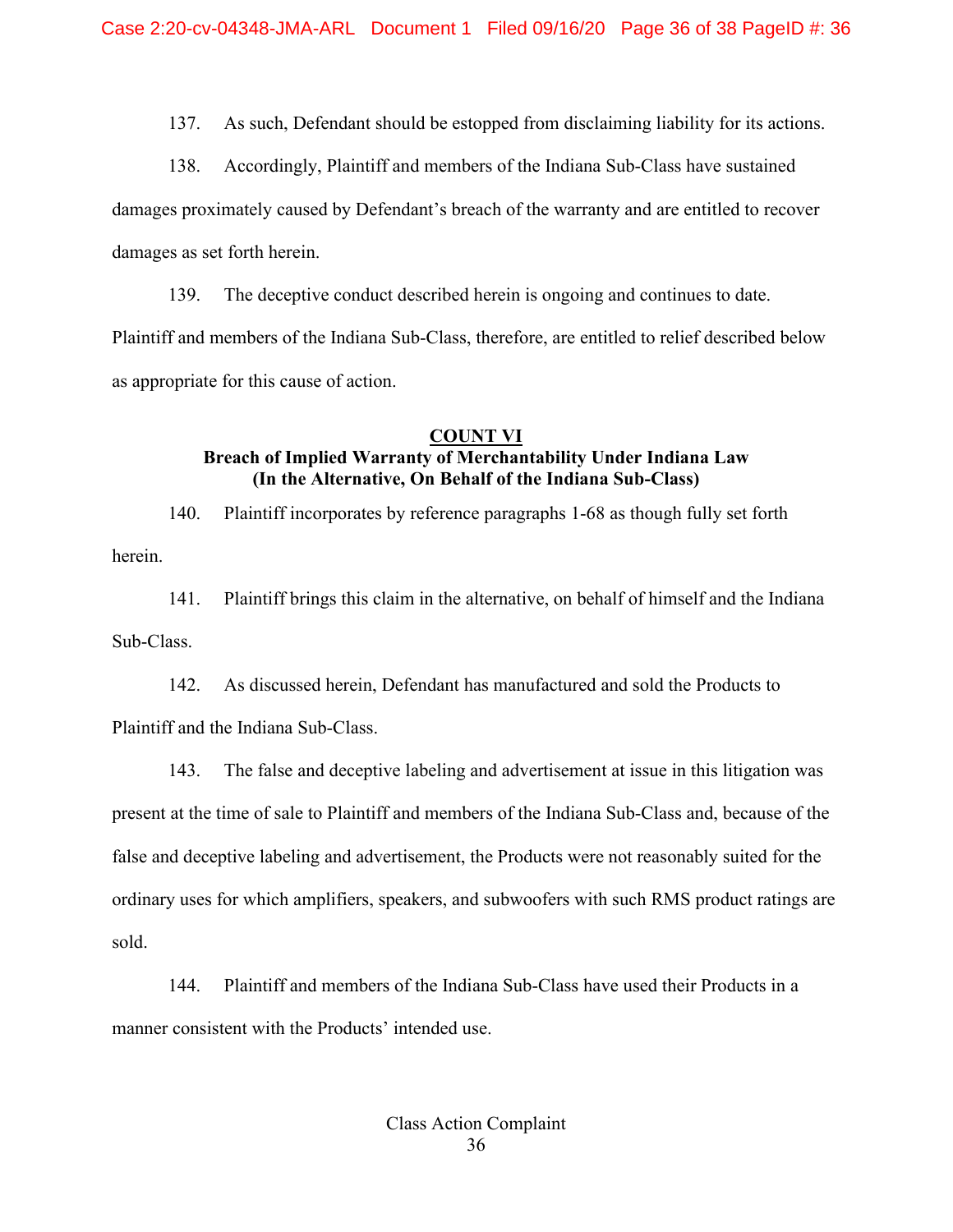137. As such, Defendant should be estopped from disclaiming liability for its actions.

138. Accordingly, Plaintiff and members of the Indiana Sub-Class have sustained damages proximately caused by Defendant's breach of the warranty and are entitled to recover damages as set forth herein.

139. The deceptive conduct described herein is ongoing and continues to date. Plaintiff and members of the Indiana Sub-Class, therefore, are entitled to relief described below as appropriate for this cause of action.

## COUNT VI
### Breach of Implied Warranty of Merchantability Under Indiana Law
### (In the Alternative, On Behalf of the Indiana Sub-Class)

140. Plaintiff incorporates by reference paragraphs 1-68 as though fully set forth herein.

141. Plaintiff brings this claim in the alternative, on behalf of himself and the Indiana Sub-Class.

142. As discussed herein, Defendant has manufactured and sold the Products to Plaintiff and the Indiana Sub-Class.

143. The false and deceptive labeling and advertisement at issue in this litigation was present at the time of sale to Plaintiff and members of the Indiana Sub-Class and, because of the false and deceptive labeling and advertisement, the Products were not reasonably suited for the ordinary uses for which amplifiers, speakers, and subwoofers with such RMS product ratings are sold.

144. Plaintiff and members of the Indiana Sub-Class have used their Products in a manner consistent with the Products' intended use.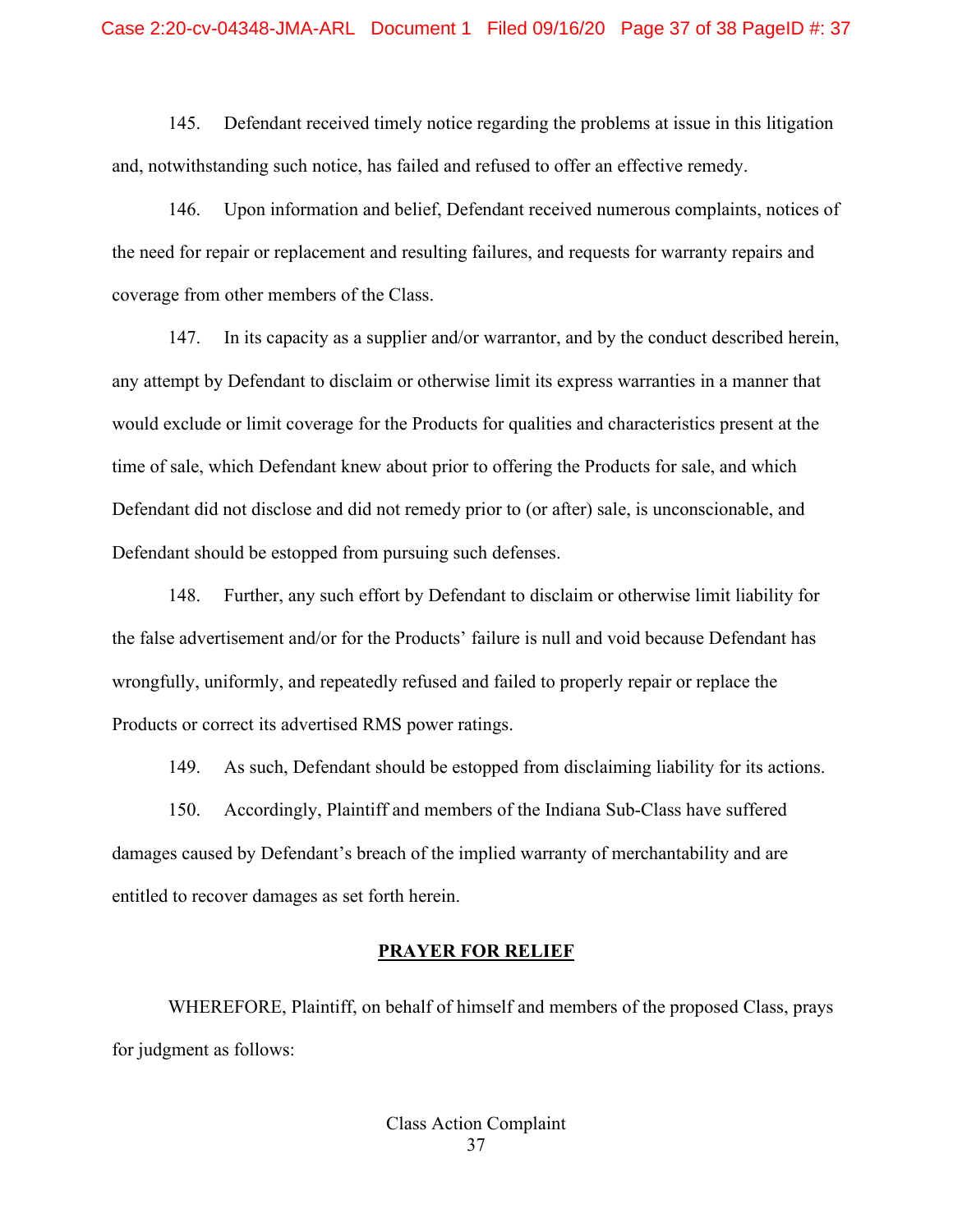145. Defendant received timely notice regarding the problems at issue in this litigation and, notwithstanding such notice, has failed and refused to offer an effective remedy.

146. Upon information and belief, Defendant received numerous complaints, notices of the need for repair or replacement and resulting failures, and requests for warranty repairs and coverage from other members of the Class.

147. In its capacity as a supplier and/or warrantor, and by the conduct described herein, any attempt by Defendant to disclaim or otherwise limit its express warranties in a manner that would exclude or limit coverage for the Products for qualities and characteristics present at the time of sale, which Defendant knew about prior to offering the Products for sale, and which Defendant did not disclose and did not remedy prior to (or after) sale, is unconscionable, and Defendant should be estopped from pursuing such defenses.

148. Further, any such effort by Defendant to disclaim or otherwise limit liability for the false advertisement and/or for the Products' failure is null and void because Defendant has wrongfully, uniformly, and repeatedly refused and failed to properly repair or replace the Products or correct its advertised RMS power ratings.

149. As such, Defendant should be estopped from disclaiming liability for its actions.

150. Accordingly, Plaintiff and members of the Indiana Sub-Class have suffered damages caused by Defendant's breach of the implied warranty of merchantability and are entitled to recover damages as set forth herein.

## PRAYER FOR RELIEF

WHEREFORE, Plaintiff, on behalf of himself and members of the proposed Class, prays for judgment as follows: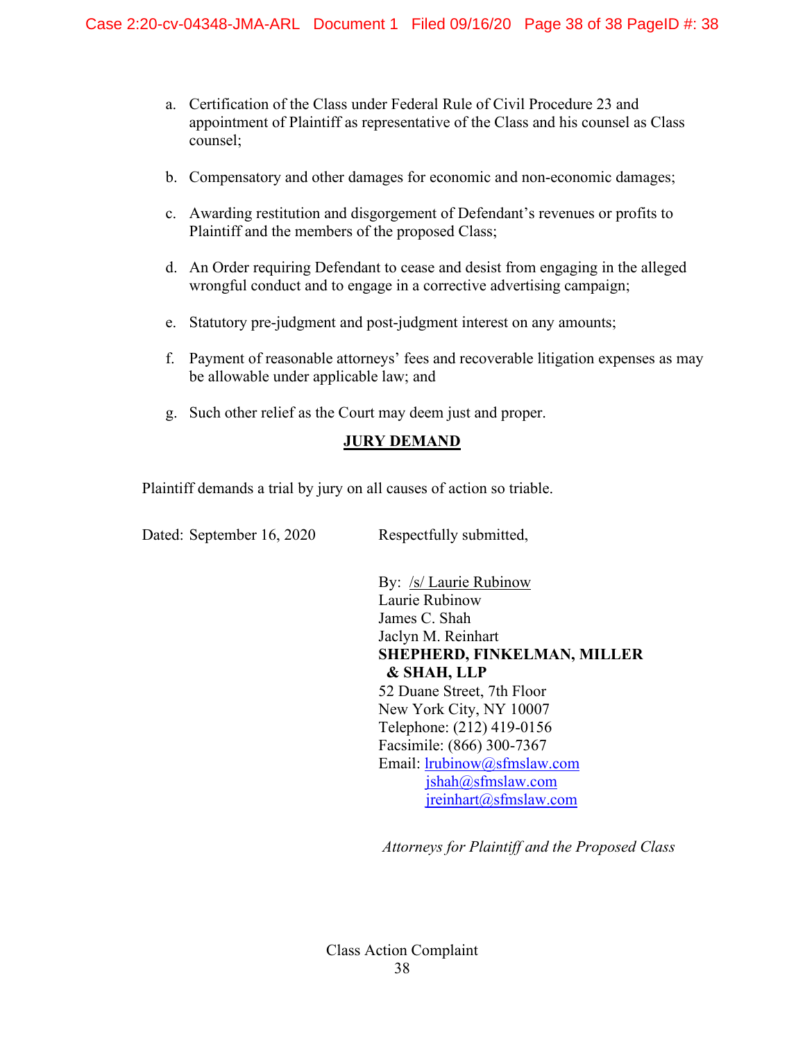a. Certification of the Class under Federal Rule of Civil Procedure 23 and appointment of Plaintiff as representative of the Class and his counsel as Class counsel;

b. Compensatory and other damages for economic and non-economic damages;

c. Awarding restitution and disgorgement of Defendant's revenues or profits to Plaintiff and the members of the proposed Class;

d. An Order requiring Defendant to cease and desist from engaging in the alleged wrongful conduct and to engage in a corrective advertising campaign;

e. Statutory pre-judgment and post-judgment interest on any amounts;

f. Payment of reasonable attorneys' fees and recoverable litigation expenses as may be allowable under applicable law; and

g. Such other relief as the Court may deem just and proper.

## JURY DEMAND

Plaintiff demands a trial by jury on all causes of action so triable.

Dated: September 16, 2020

Respectfully submitted,

By: /s/ Laurie Rubinow
Laurie Rubinow
James C. Shah
Jaclyn M. Reinhart
**SHEPHERD, FINKELMAN, MILLER & SHAH, LLP**
52 Duane Street, 7th Floor
New York City, NY 10007
Telephone: (212) 419-0156
Facsimile: (866) 300-7367
Email: lrubinow@sfmslaw.com
jshah@sfmslaw.com
jreinhart@sfmslaw.com

*Attorneys for Plaintiff and the Proposed Class*

Class Action Complaint